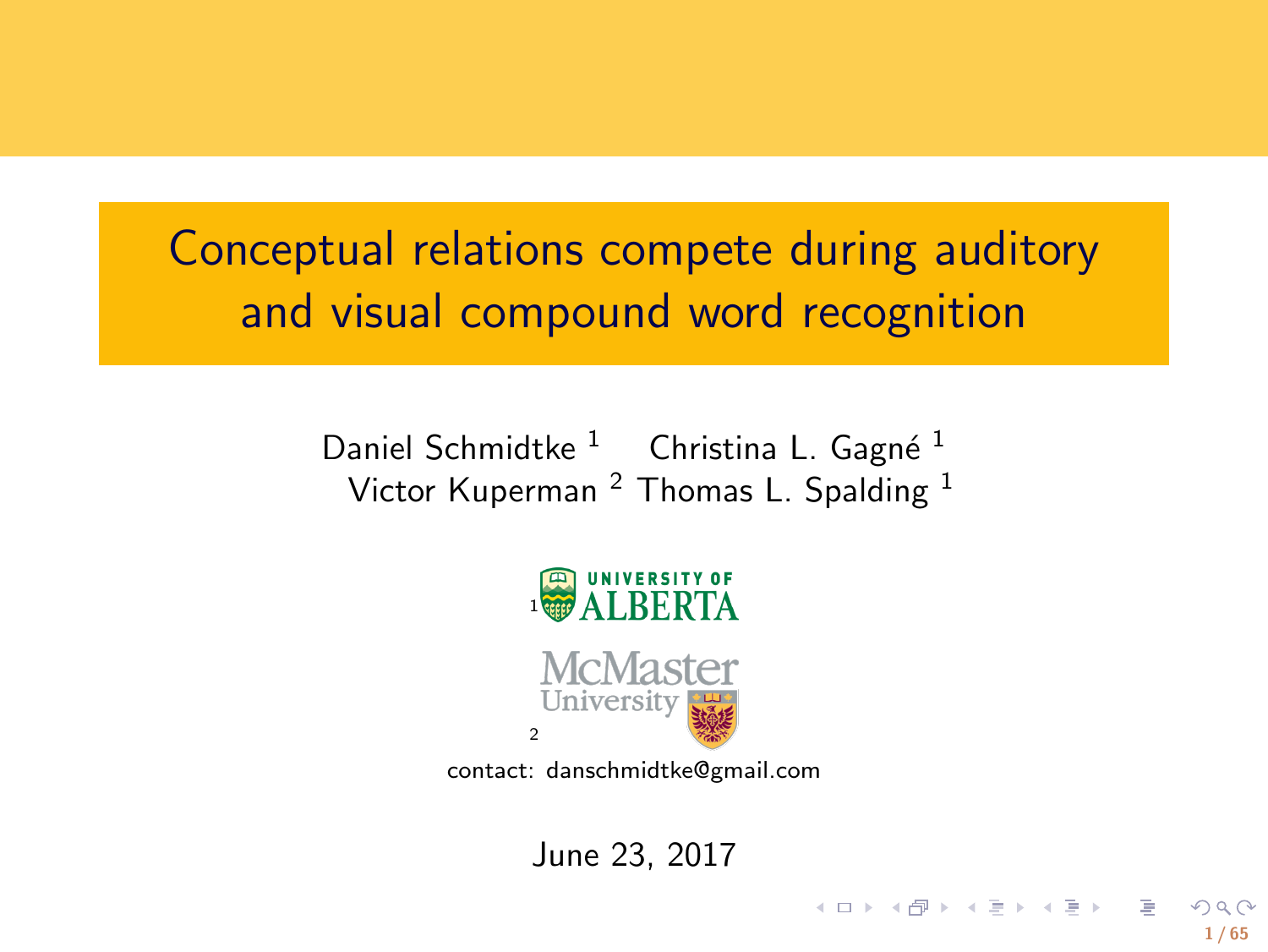# Conceptual relations compete during auditory and visual compound word recognition

Daniel Schmidtke [1] Christina L. Gagné [1]
Victor Kuperman [2] Thomas L. Spalding [1]

[1] University of Alberta

[2] McMaster University

contact: danschmidtke@gmail.com

June 23, 2017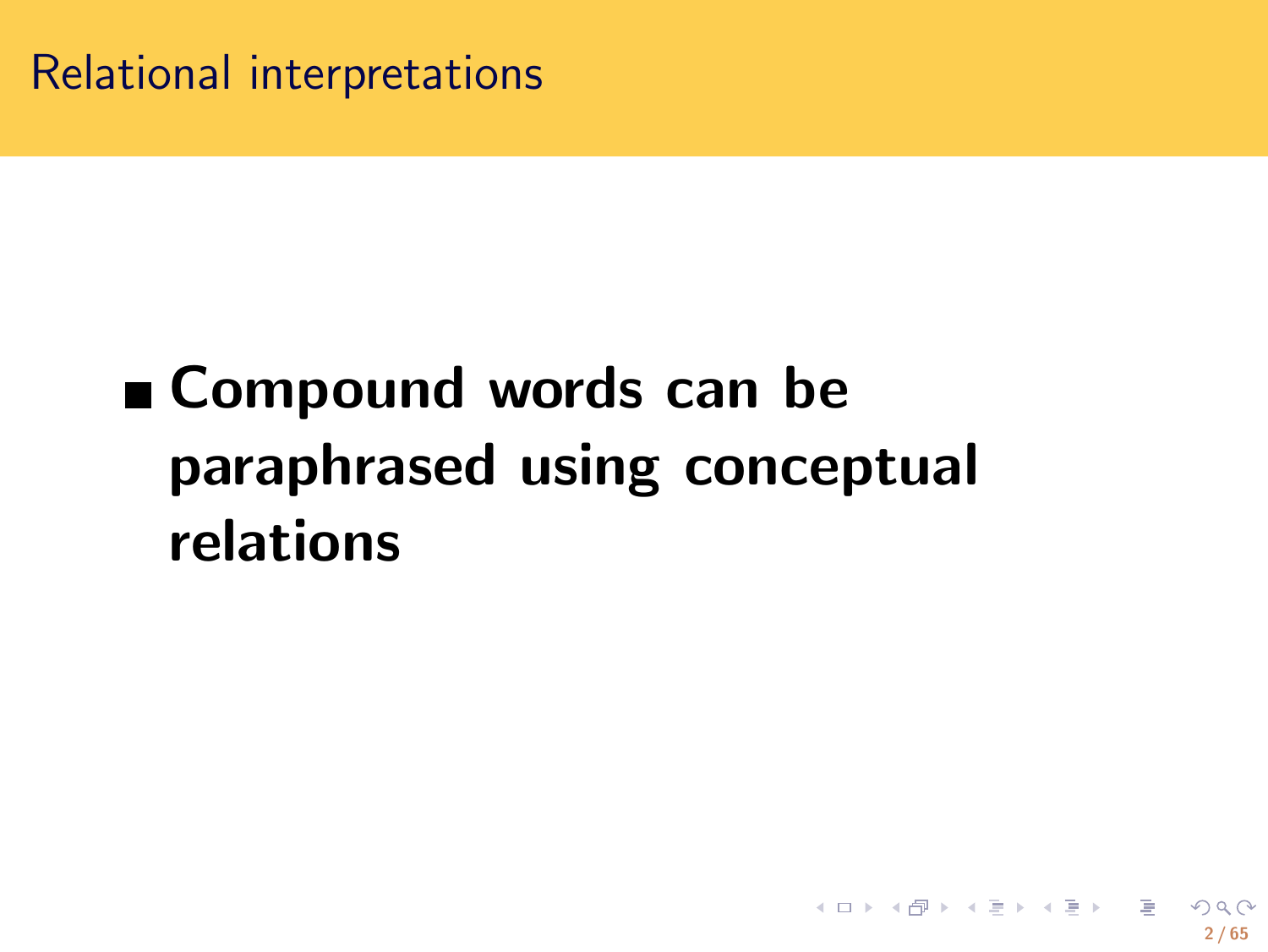# Relational interpretations

- **Compound words can be paraphrased using conceptual relations**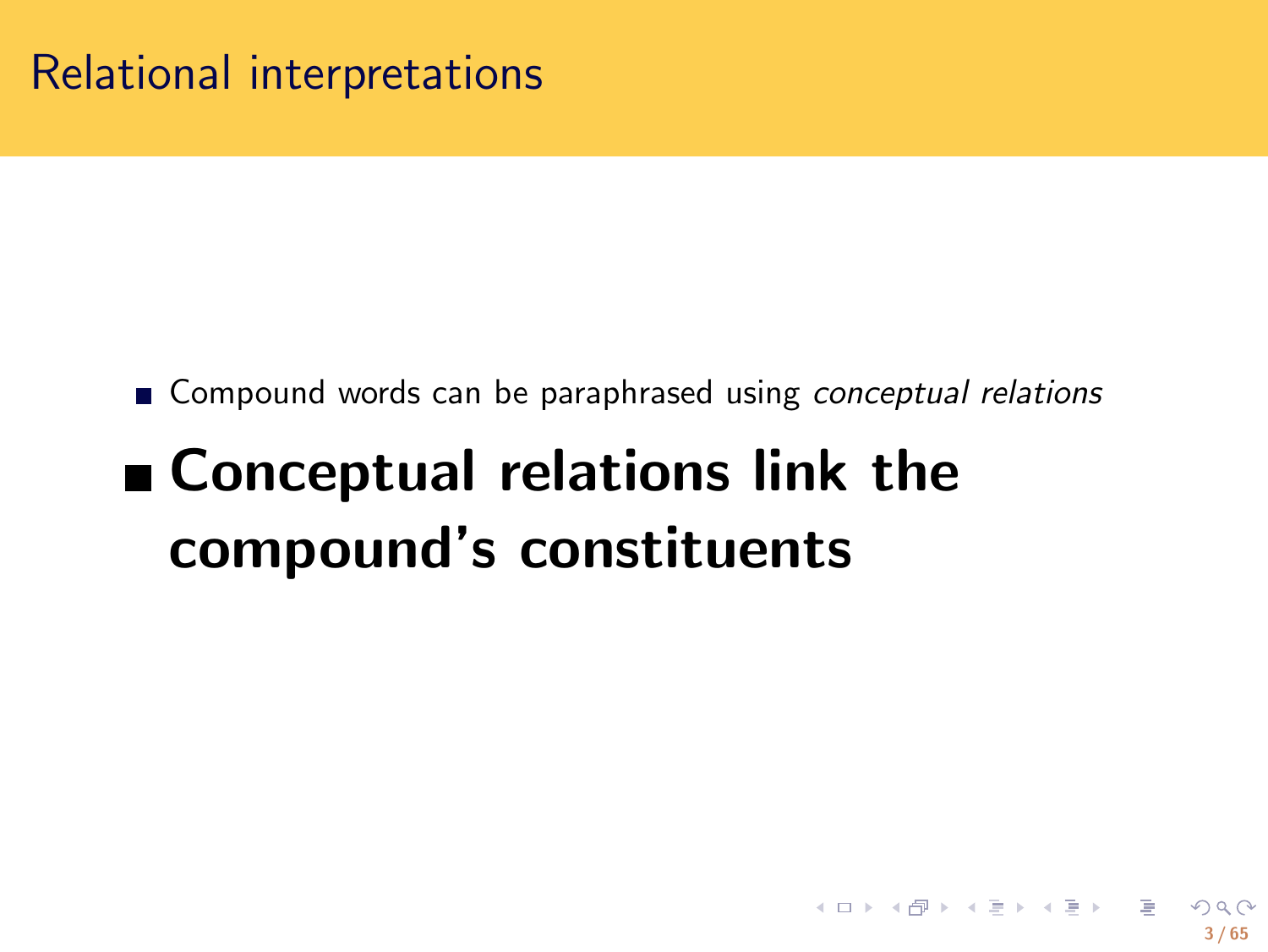# Relational interpretations

- Compound words can be paraphrased using *conceptual relations*
- **Conceptual relations link the compound's constituents**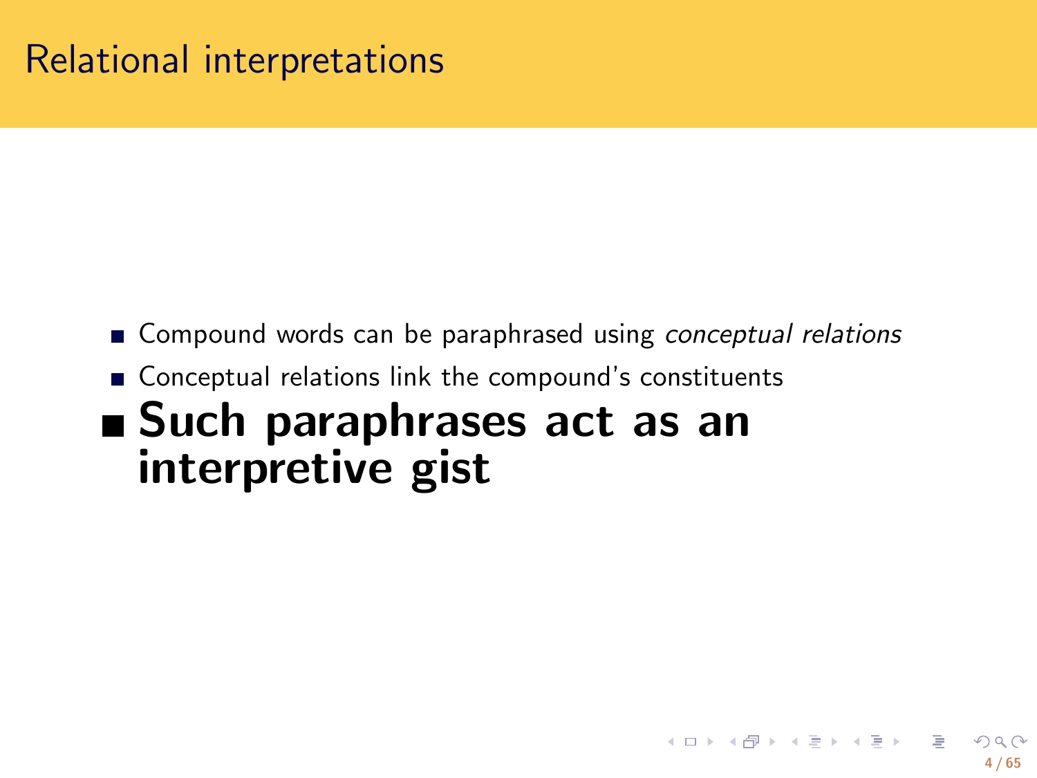# Relational interpretations

- Compound words can be paraphrased using *conceptual relations*
- Conceptual relations link the compound's constituents
- **Such paraphrases act as an interpretive gist**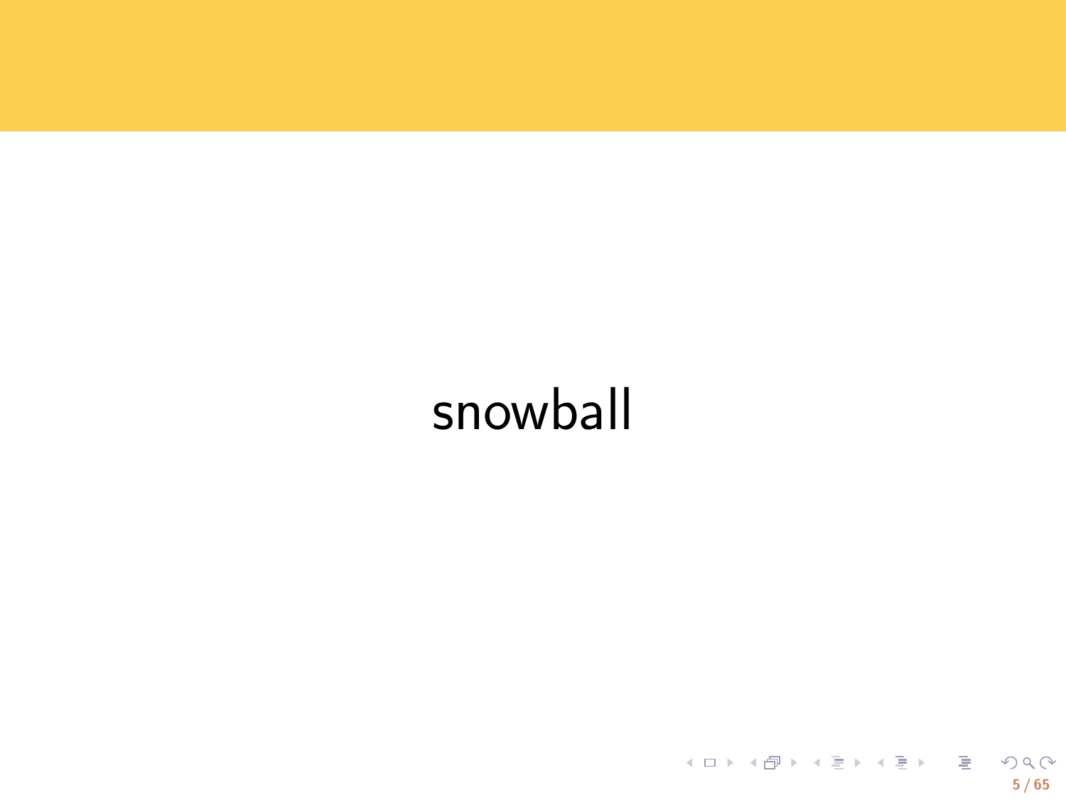snowball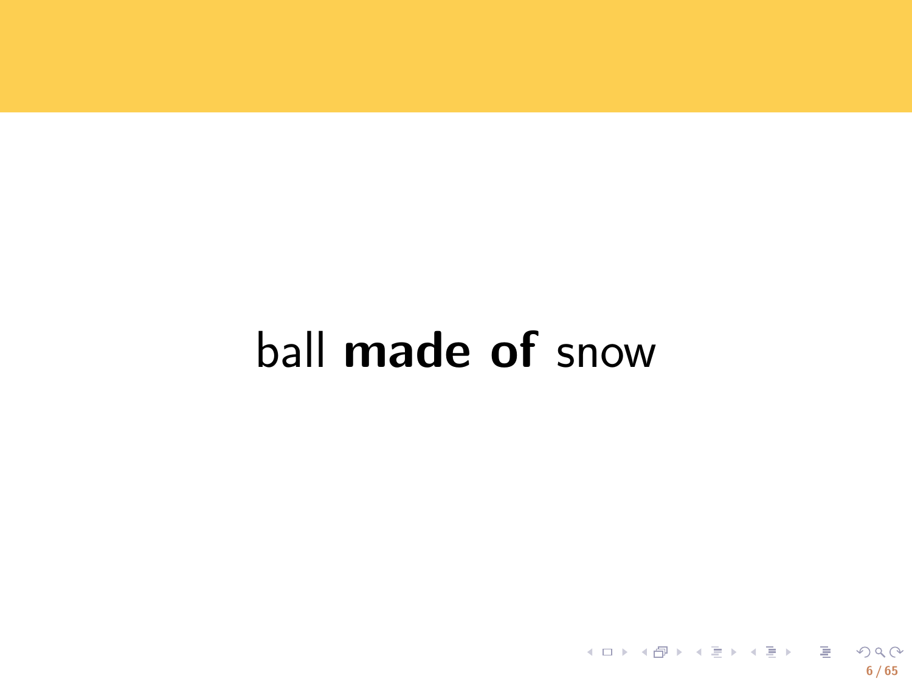ball **made of** snow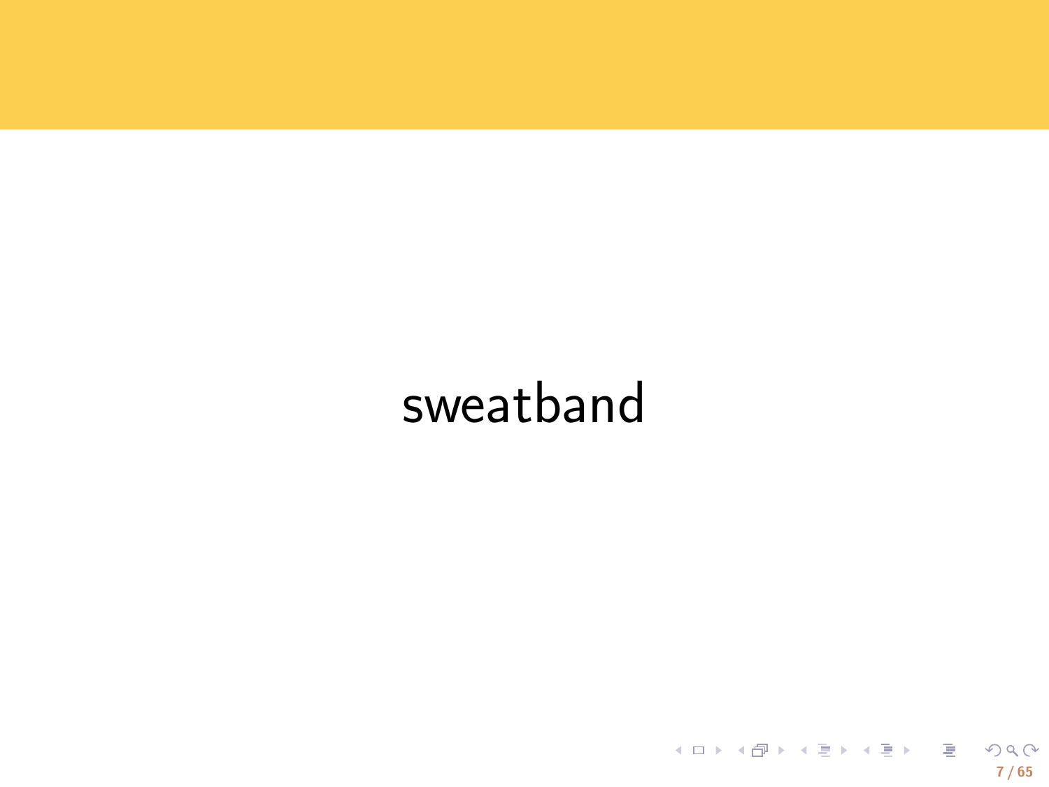sweatband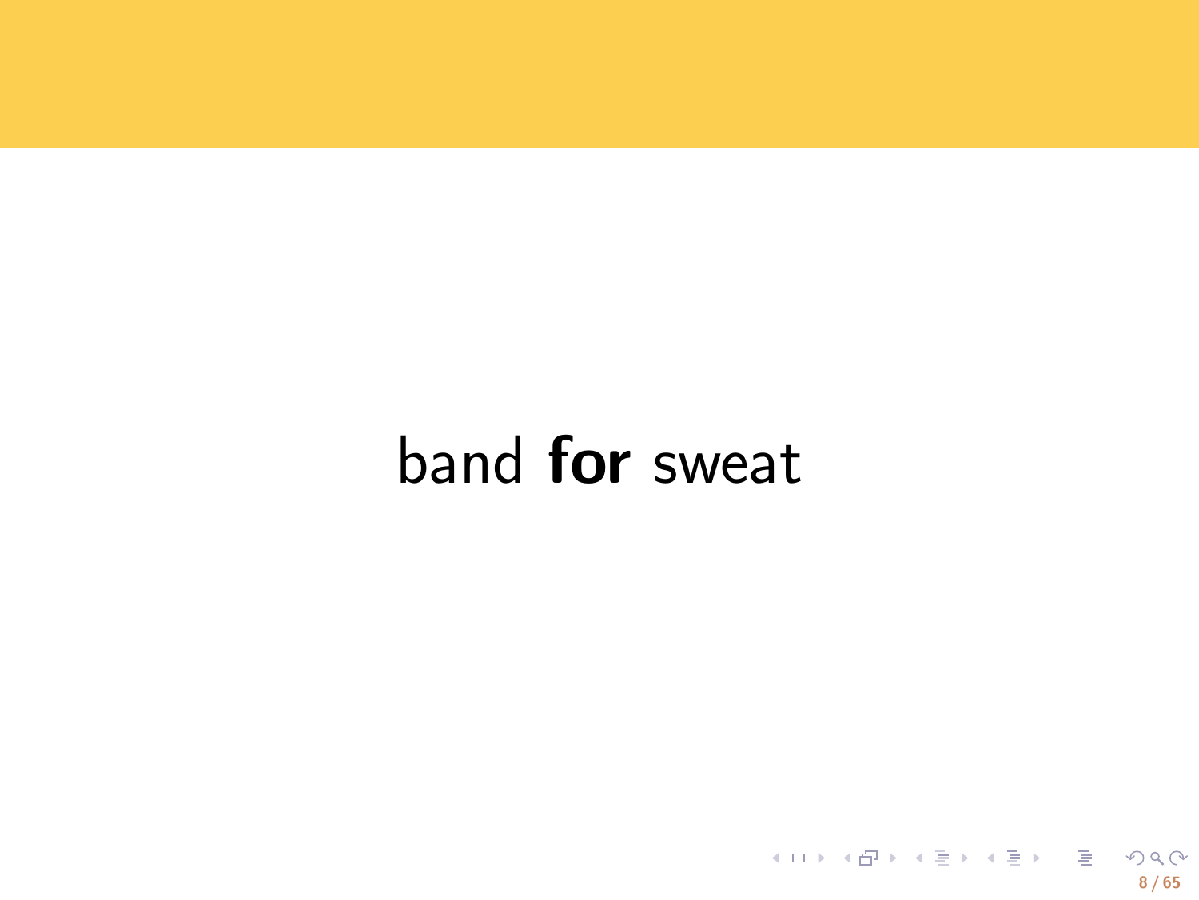band **for** sweat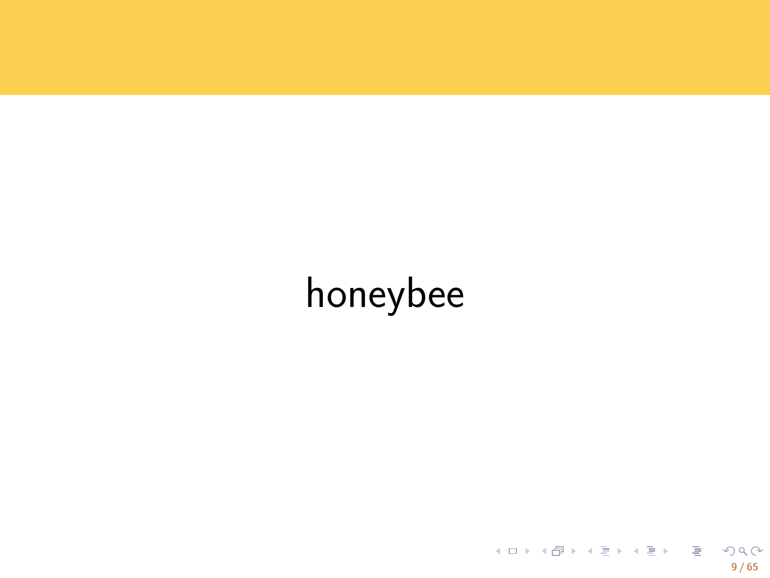honeybee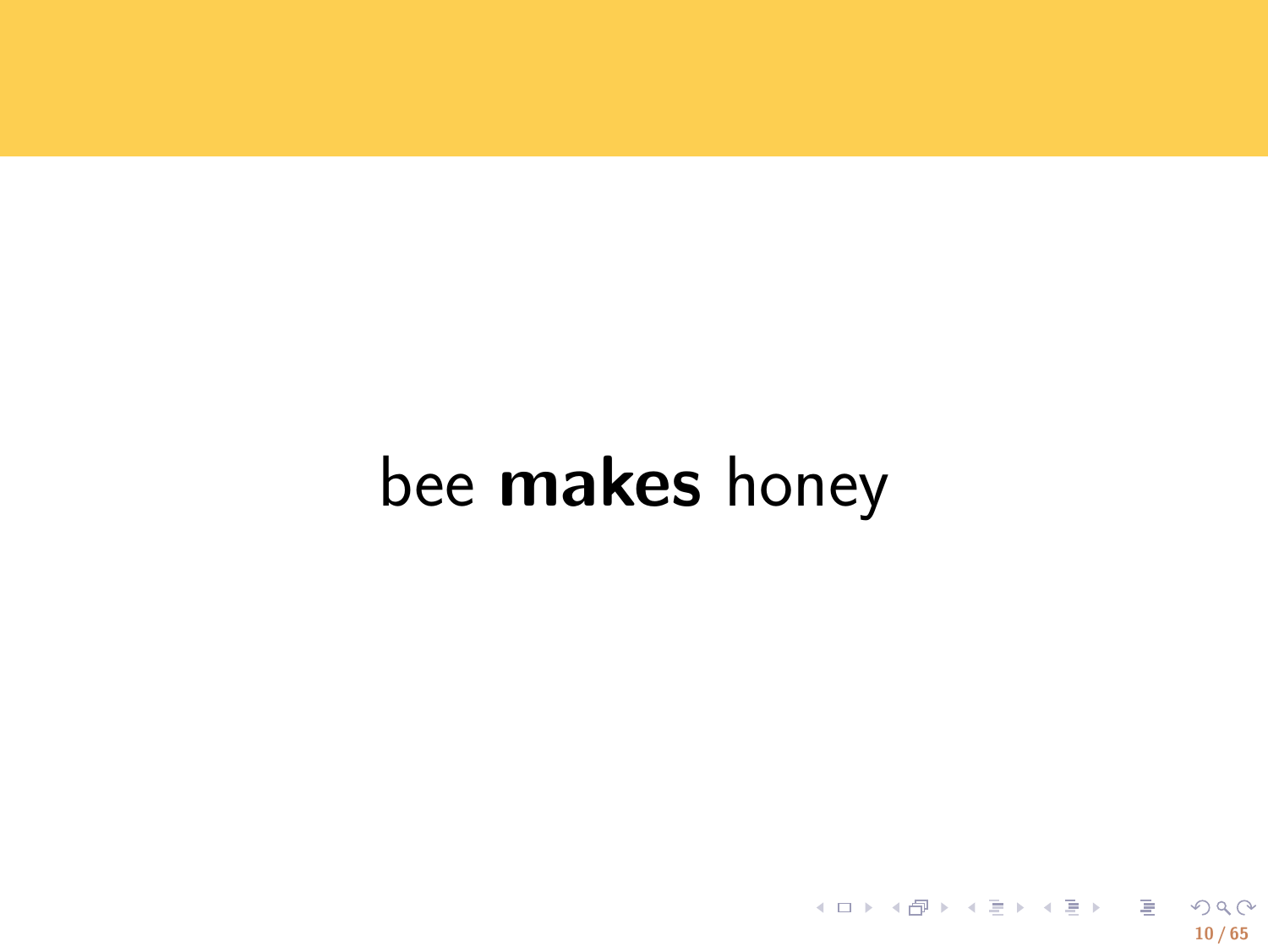bee **makes** honey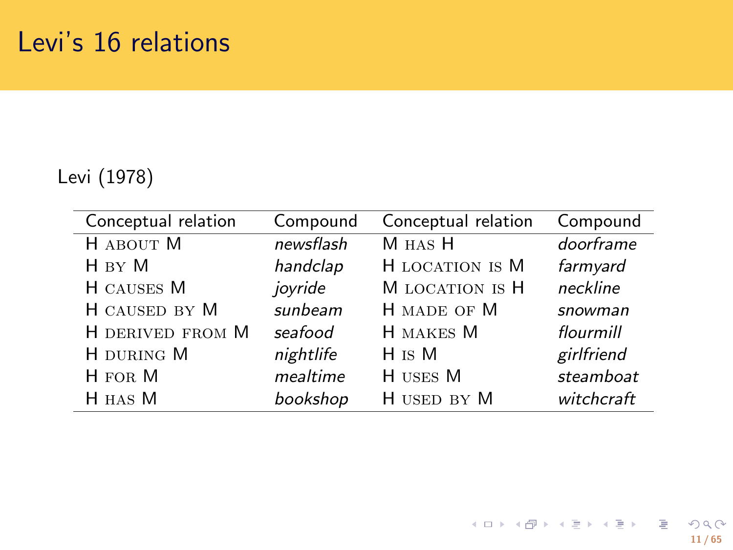# Levi's 16 relations

Levi (1978)

| Conceptual relation | Compound | Conceptual relation | Compound |
|---|---|---|---|
| H ABOUT M | *newsflash* | M HAS H | *doorframe* |
| H BY M | *handclap* | H LOCATION IS M | *farmyard* |
| H CAUSES M | *joyride* | M LOCATION IS H | *neckline* |
| H CAUSED BY M | *sunbeam* | H MADE OF M | *snowman* |
| H DERIVED FROM M | *seafood* | H MAKES M | *flourmill* |
| H DURING M | *nightlife* | H IS M | *girlfriend* |
| H FOR M | *mealtime* | H USES M | *steamboat* |
| H HAS M | *bookshop* | H USED BY M | *witchcraft* |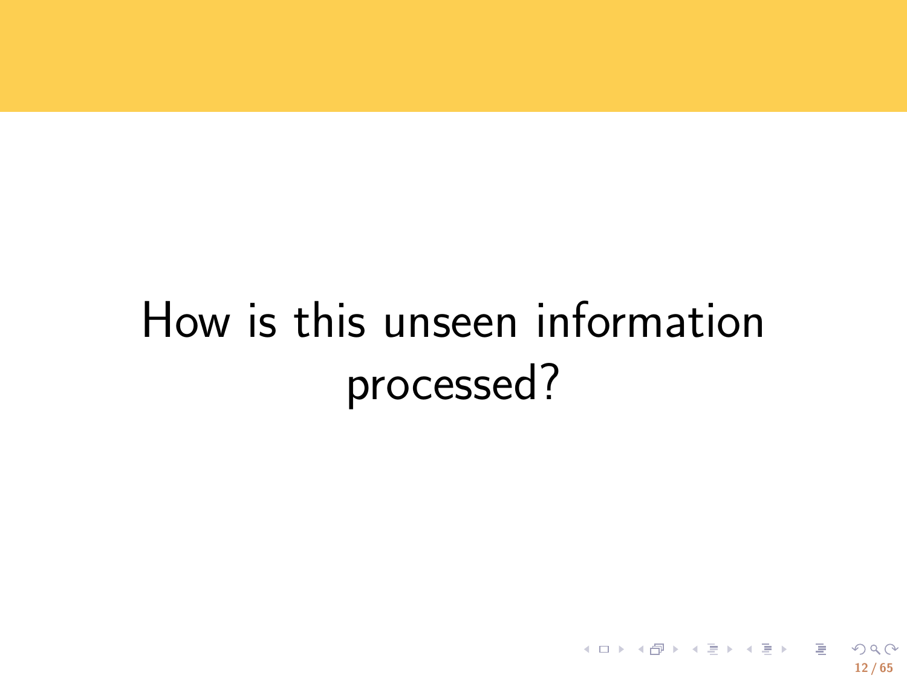How is this unseen information processed?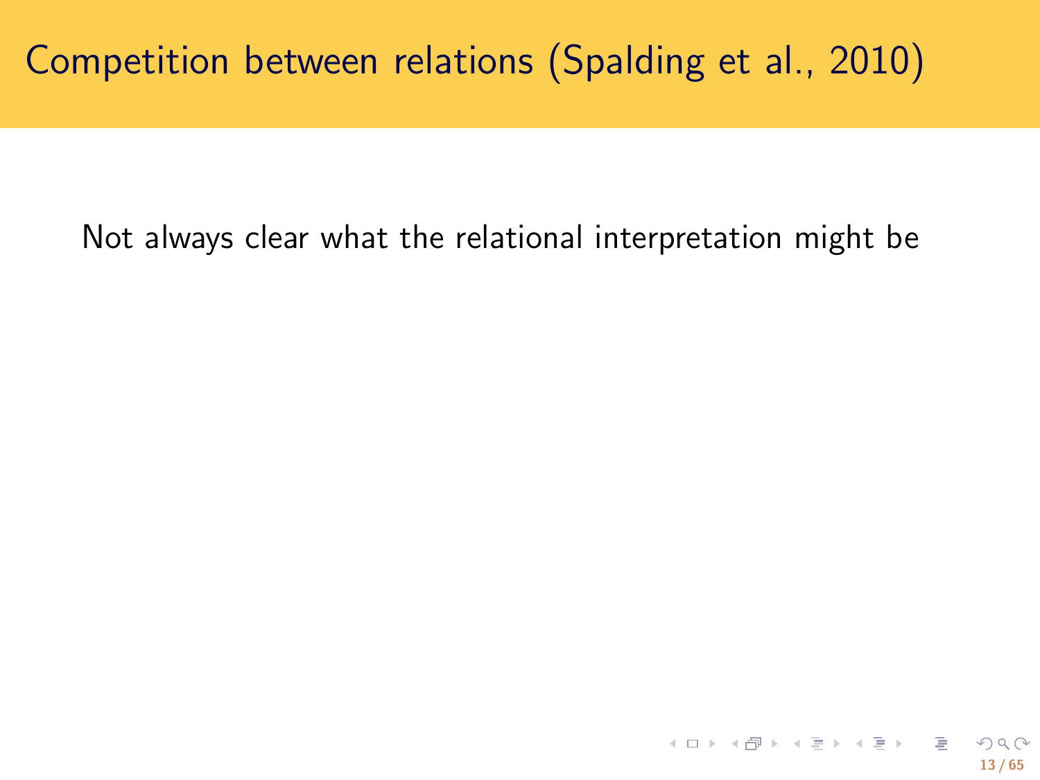# Competition between relations (Spalding et al., 2010)

Not always clear what the relational interpretation might be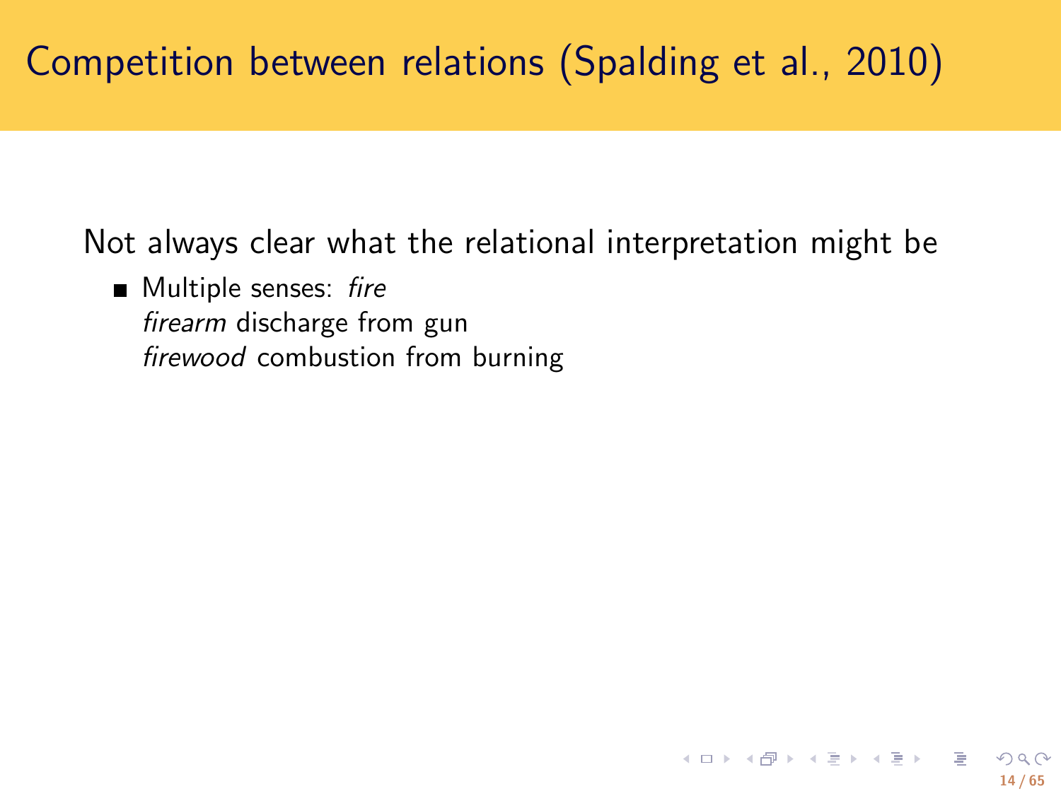# Competition between relations (Spalding et al., 2010)

Not always clear what the relational interpretation might be

- Multiple senses: *fire*
  *firearm* discharge from gun
  *firewood* combustion from burning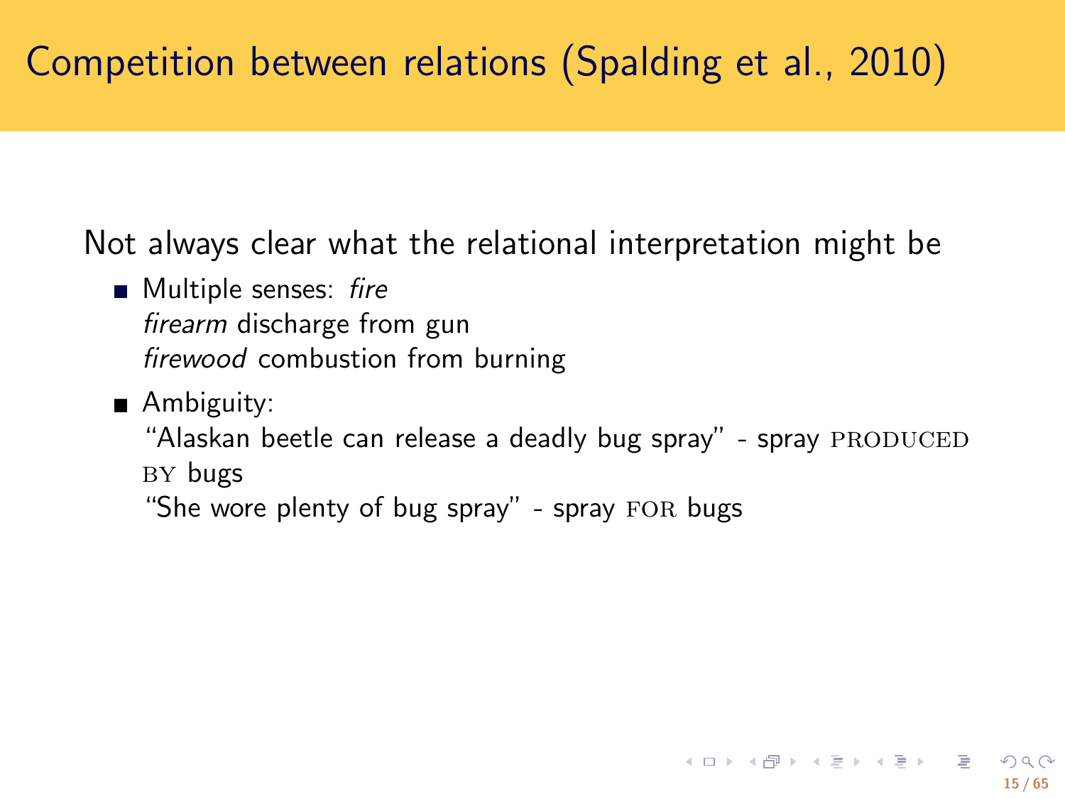# Competition between relations (Spalding et al., 2010)

Not always clear what the relational interpretation might be

- Multiple senses: *fire*
  *firearm* discharge from gun
  *firewood* combustion from burning
- Ambiguity:
  "Alaskan beetle can release a deadly bug spray" - spray PRODUCED BY bugs
  "She wore plenty of bug spray" - spray FOR bugs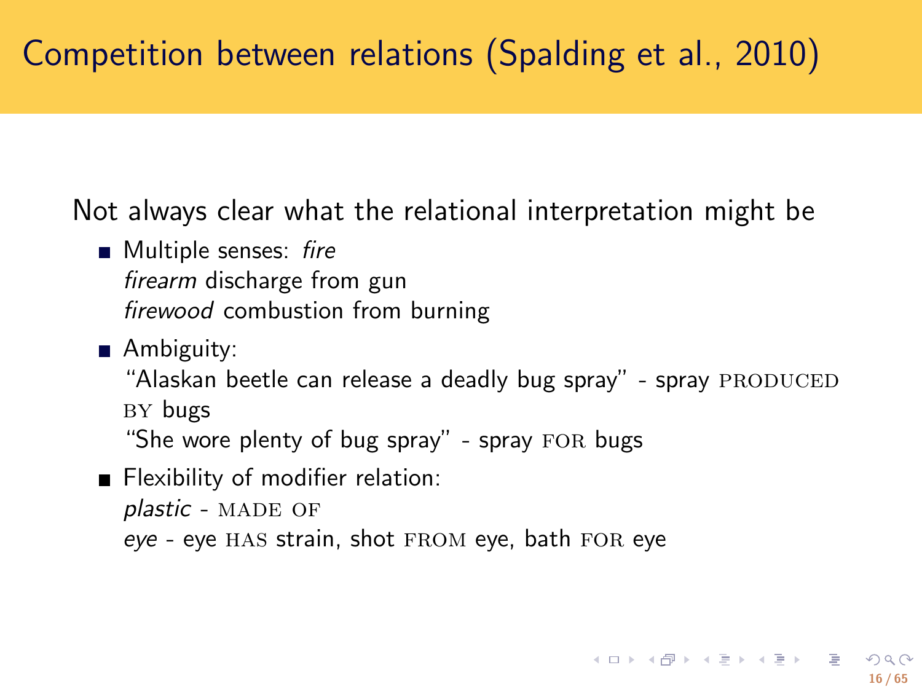# Competition between relations (Spalding et al., 2010)

Not always clear what the relational interpretation might be

- Multiple senses: *fire*
  *firearm* discharge from gun
  *firewood* combustion from burning
- Ambiguity:
  "Alaskan beetle can release a deadly bug spray" - spray PRODUCED BY bugs
  "She wore plenty of bug spray" - spray FOR bugs
- Flexibility of modifier relation:
  *plastic* - MADE OF
  *eye* - eye HAS strain, shot FROM eye, bath FOR eye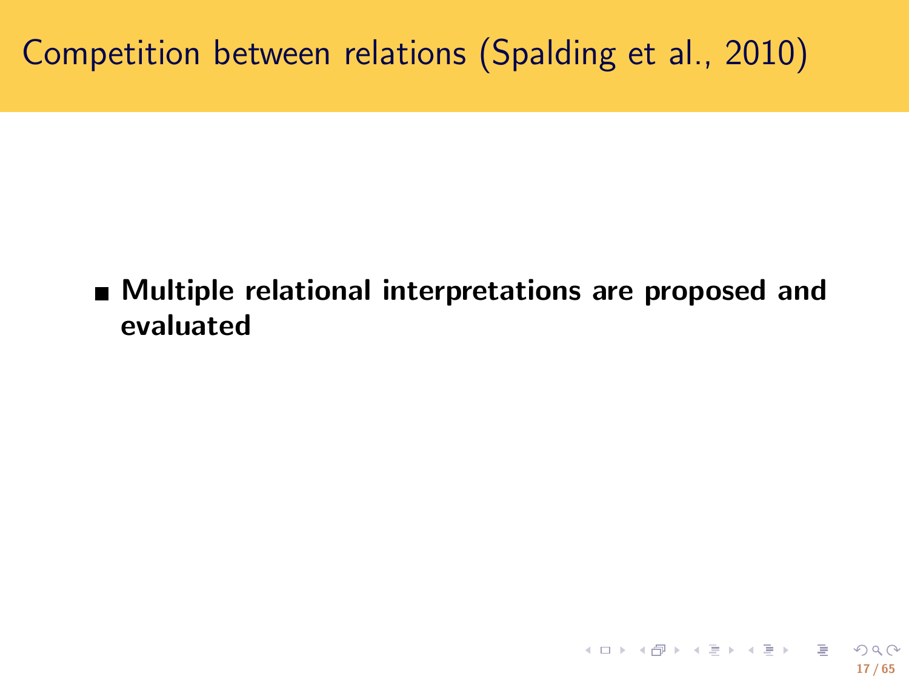# Competition between relations (Spalding et al., 2010)

- **Multiple relational interpretations are proposed and evaluated**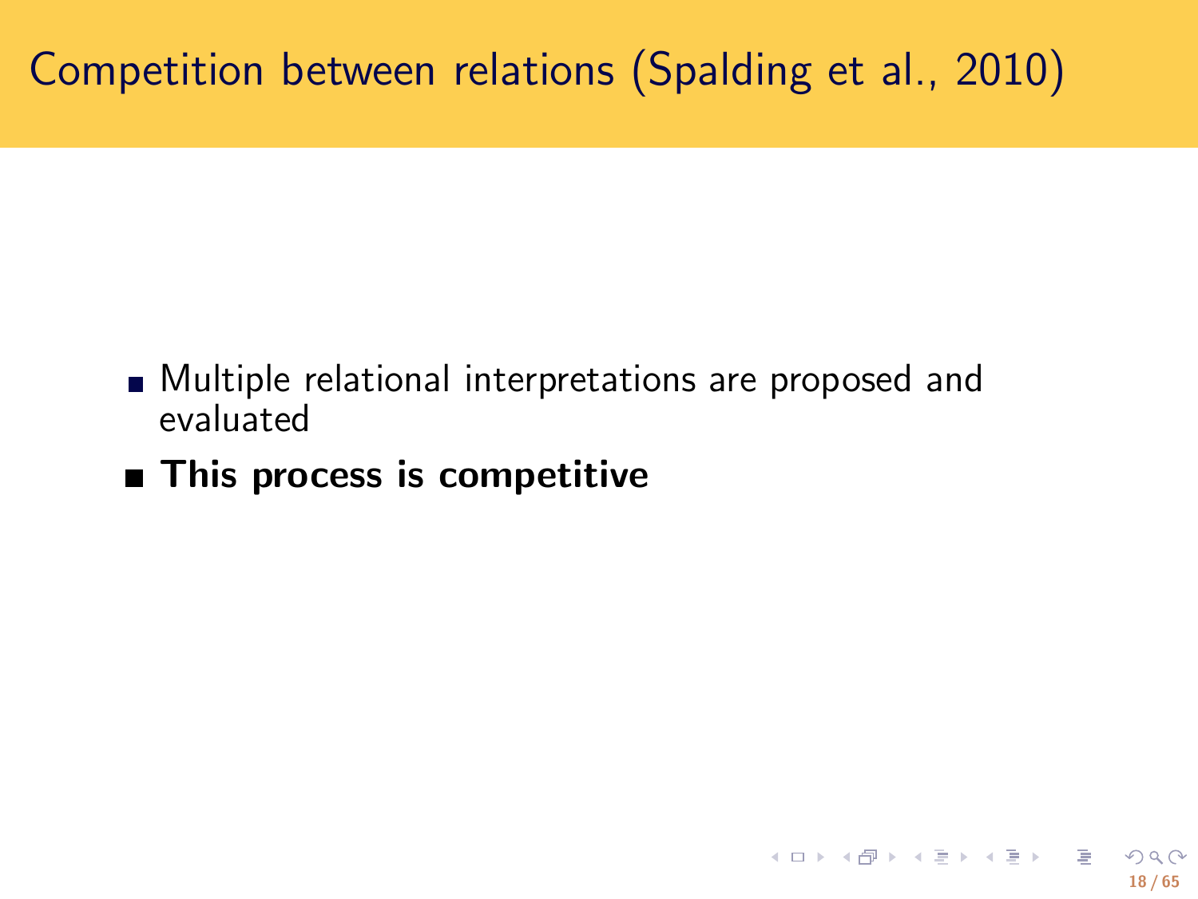# Competition between relations (Spalding et al., 2010)

- Multiple relational interpretations are proposed and evaluated
- **This process is competitive**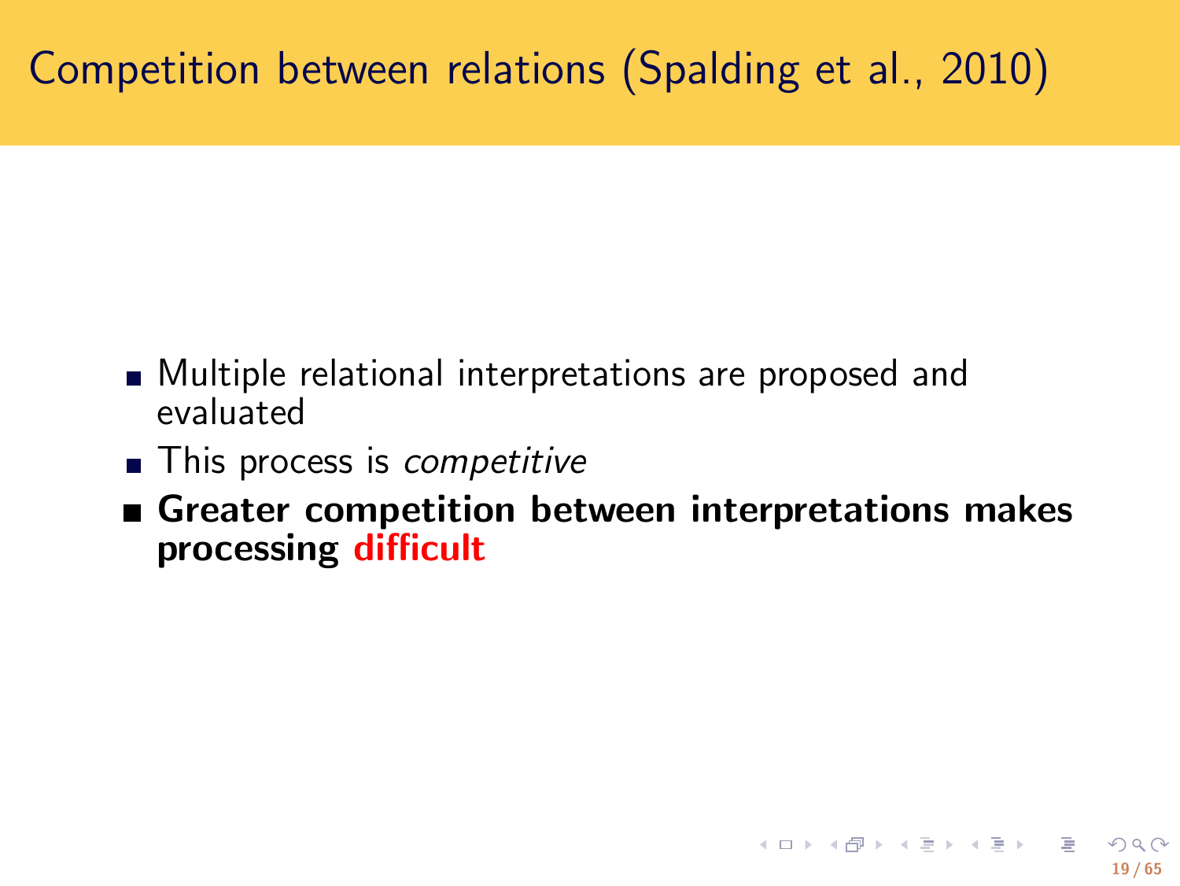# Competition between relations (Spalding et al., 2010)

- Multiple relational interpretations are proposed and evaluated
- This process is *competitive*
- **Greater competition between interpretations makes processing difficult**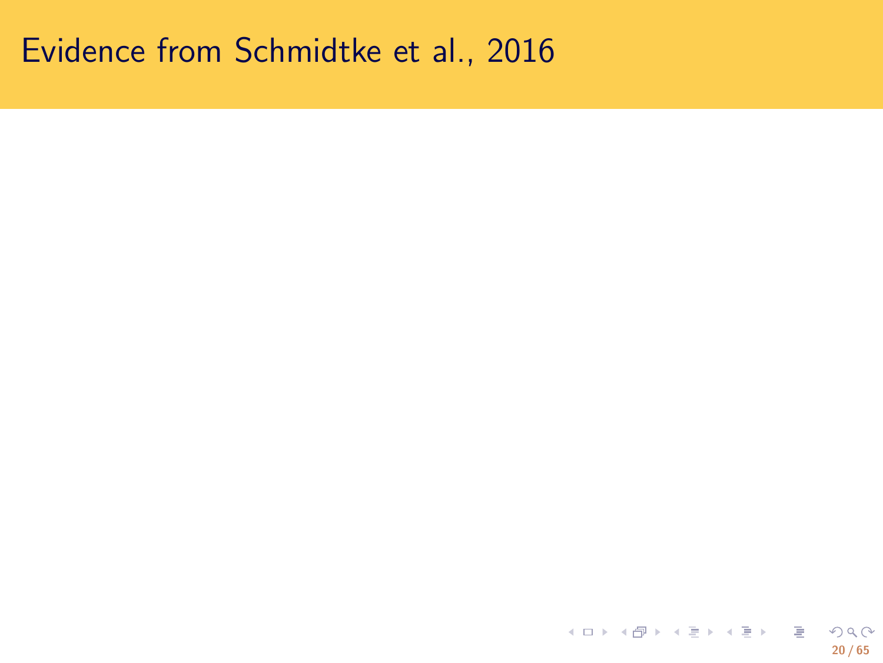# Evidence from Schmidtke et al., 2016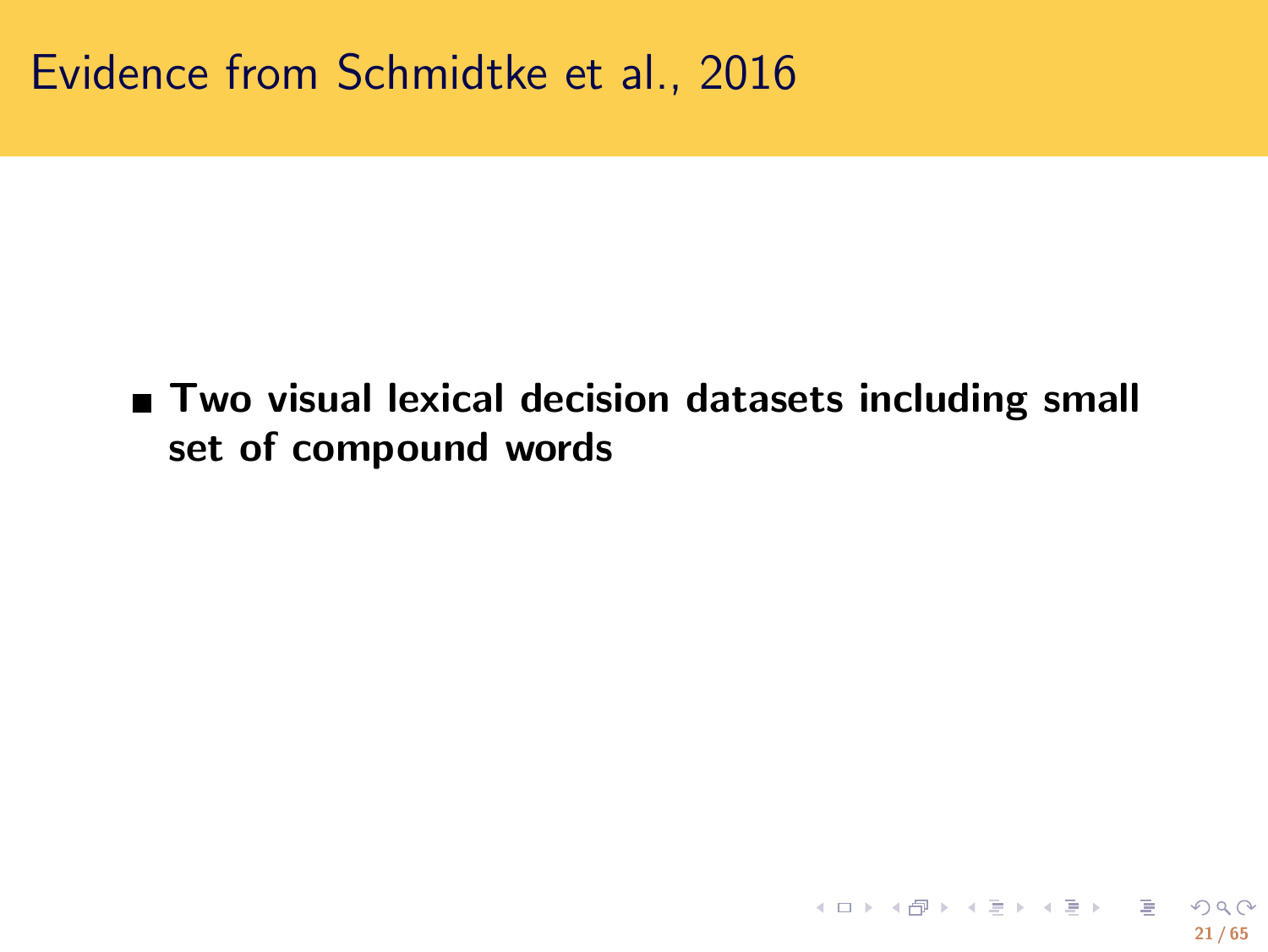# Evidence from Schmidtke et al., 2016

- **Two visual lexical decision datasets including small set of compound words**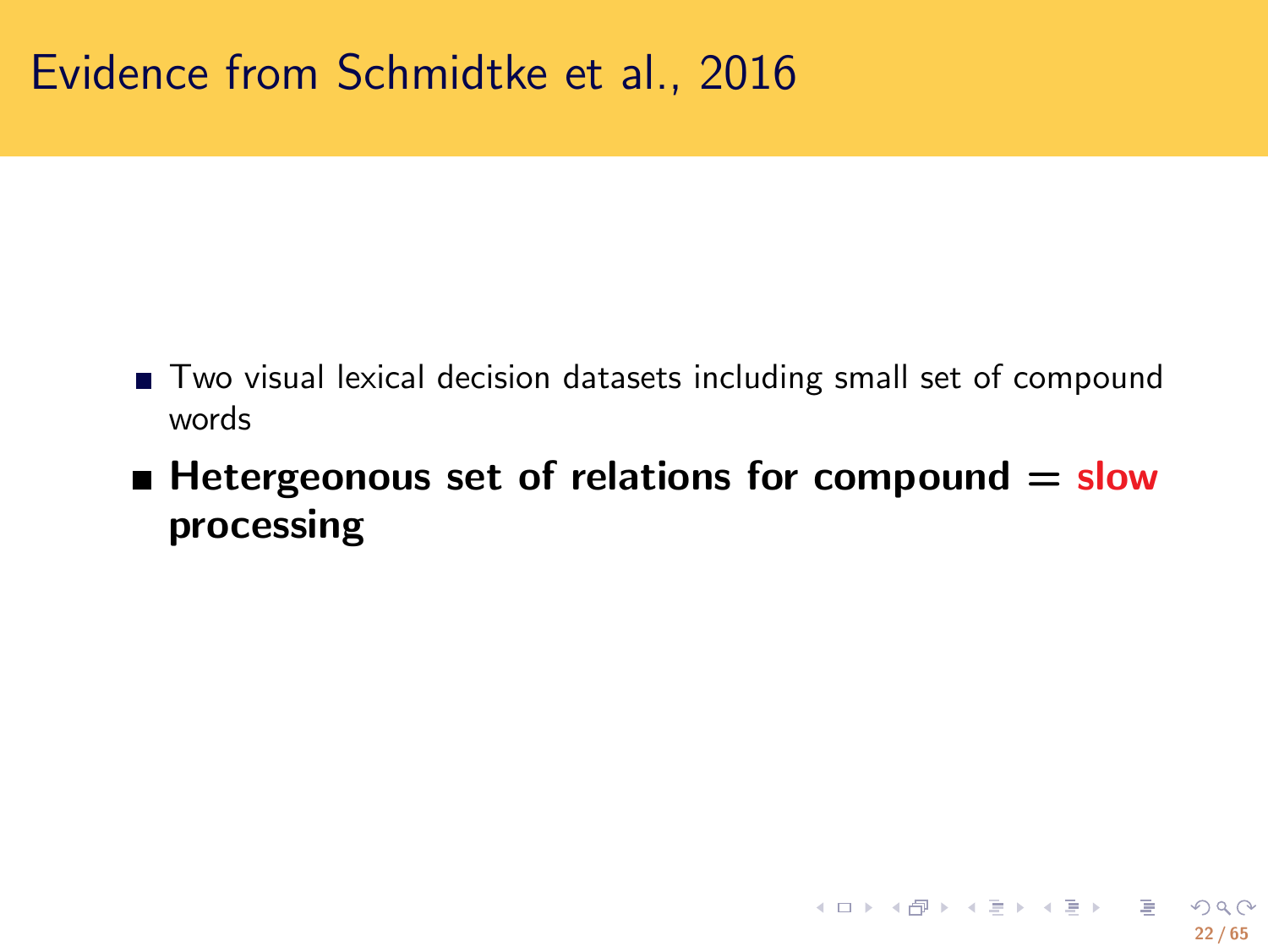# Evidence from Schmidtke et al., 2016

- Two visual lexical decision datasets including small set of compound words
- **Hetergeonous set of relations for compound = slow processing**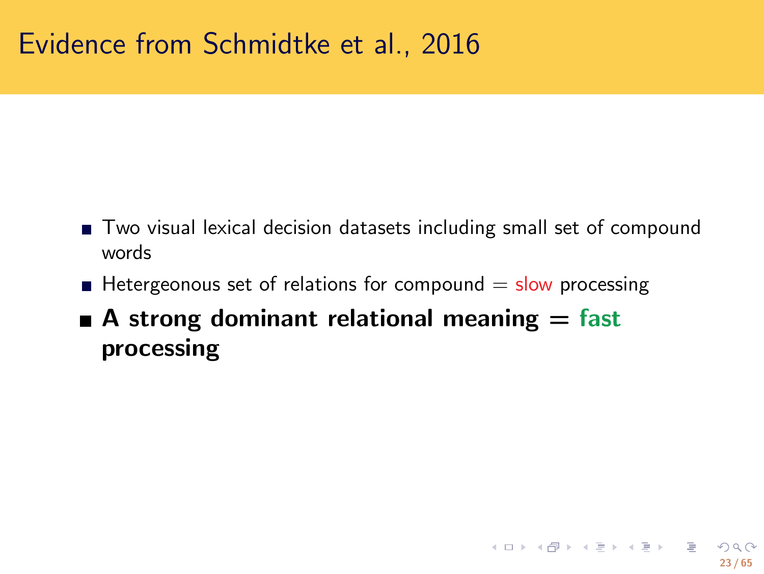# Evidence from Schmidtke et al., 2016

- Two visual lexical decision datasets including small set of compound words
- Hetergeonous set of relations for compound = slow processing
- **A strong dominant relational meaning = fast processing**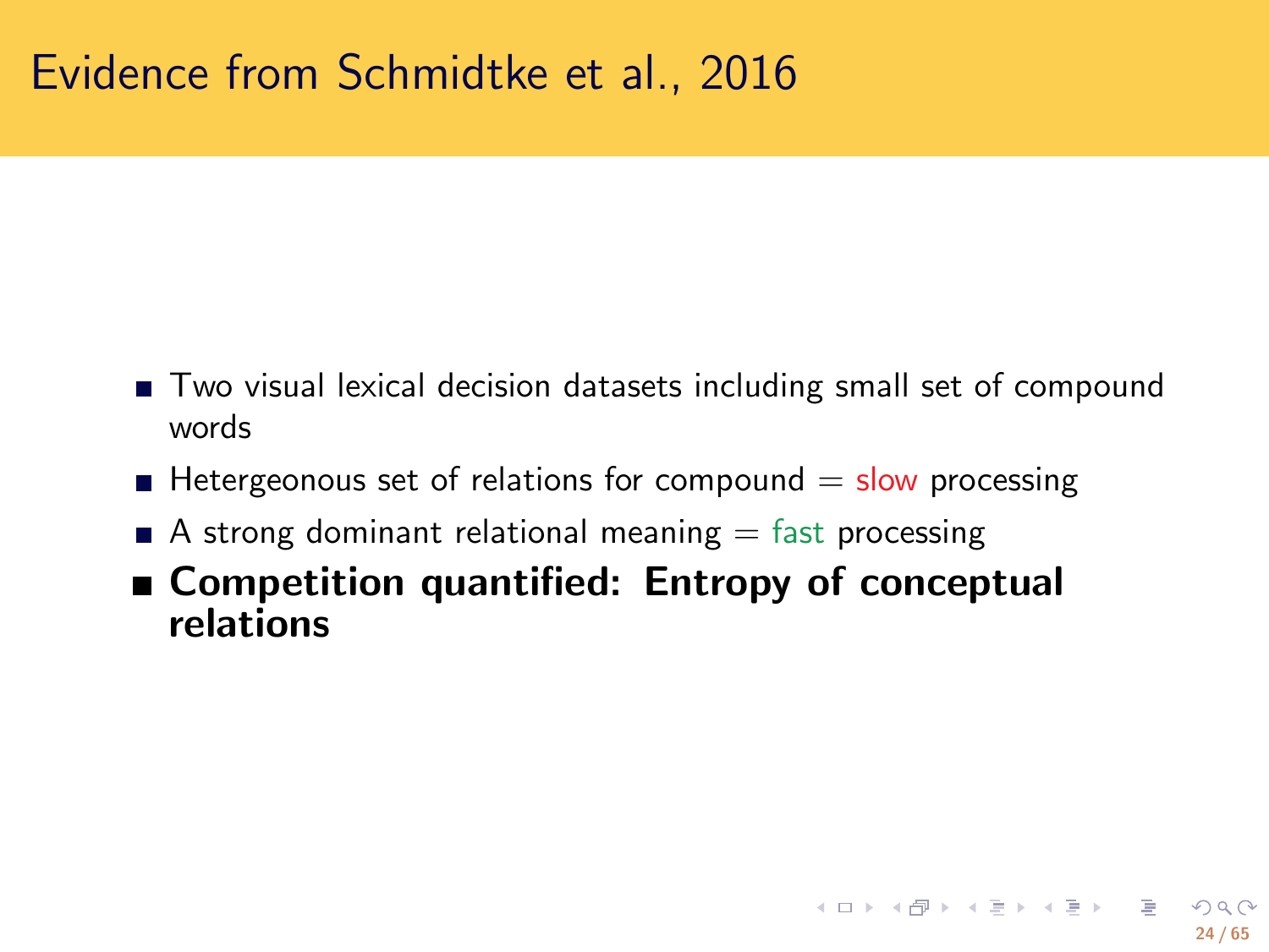# Evidence from Schmidtke et al., 2016

- Two visual lexical decision datasets including small set of compound words
- Hetergeonous set of relations for compound = slow processing
- A strong dominant relational meaning = fast processing
- **Competition quantified: Entropy of conceptual relations**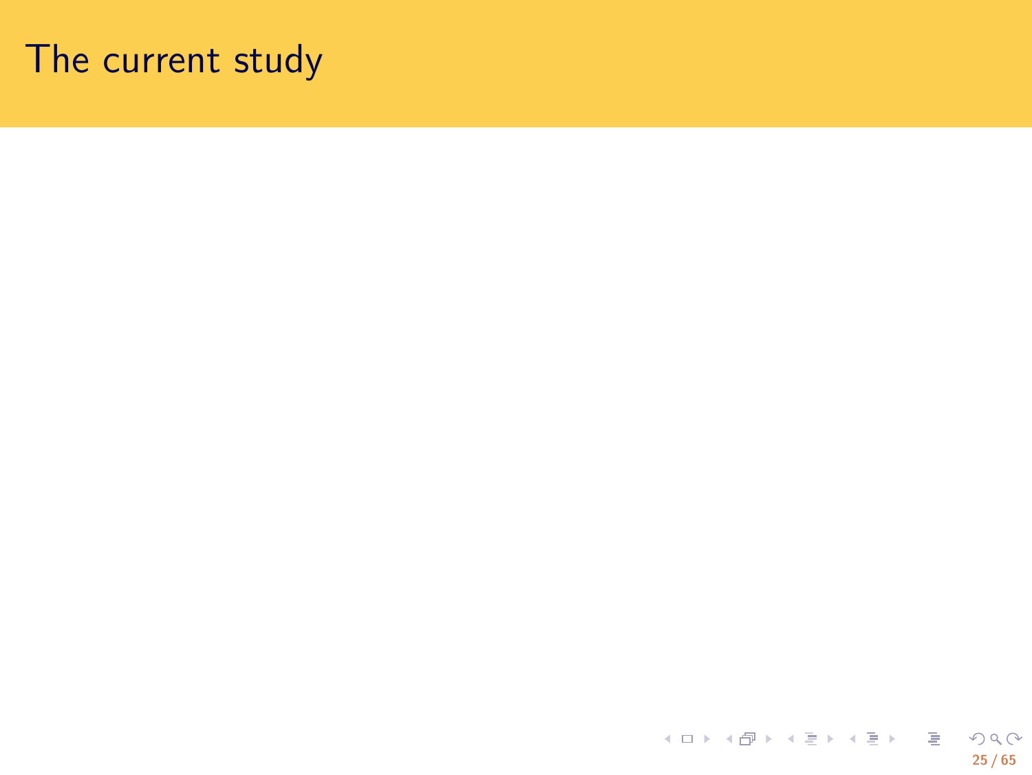# The current study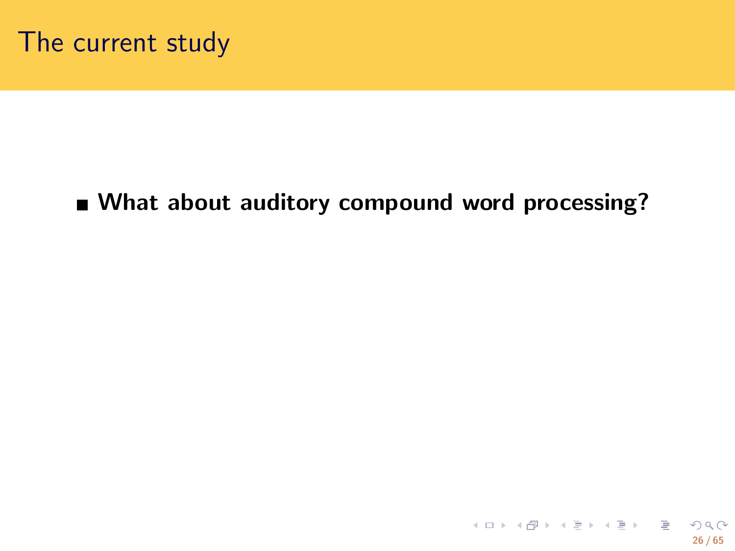# The current study

- **What about auditory compound word processing?**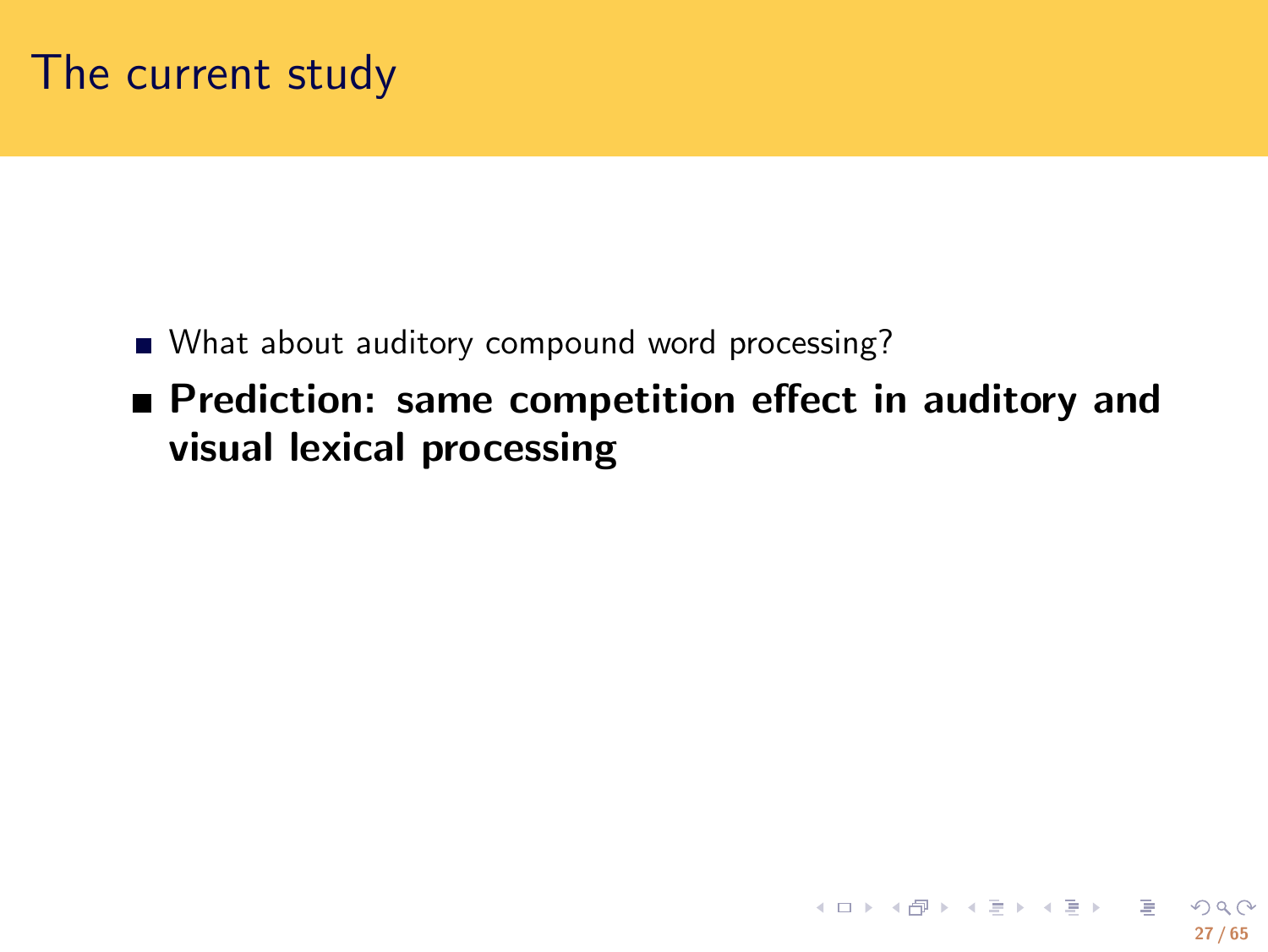# The current study

- What about auditory compound word processing?
- **Prediction: same competition effect in auditory and visual lexical processing**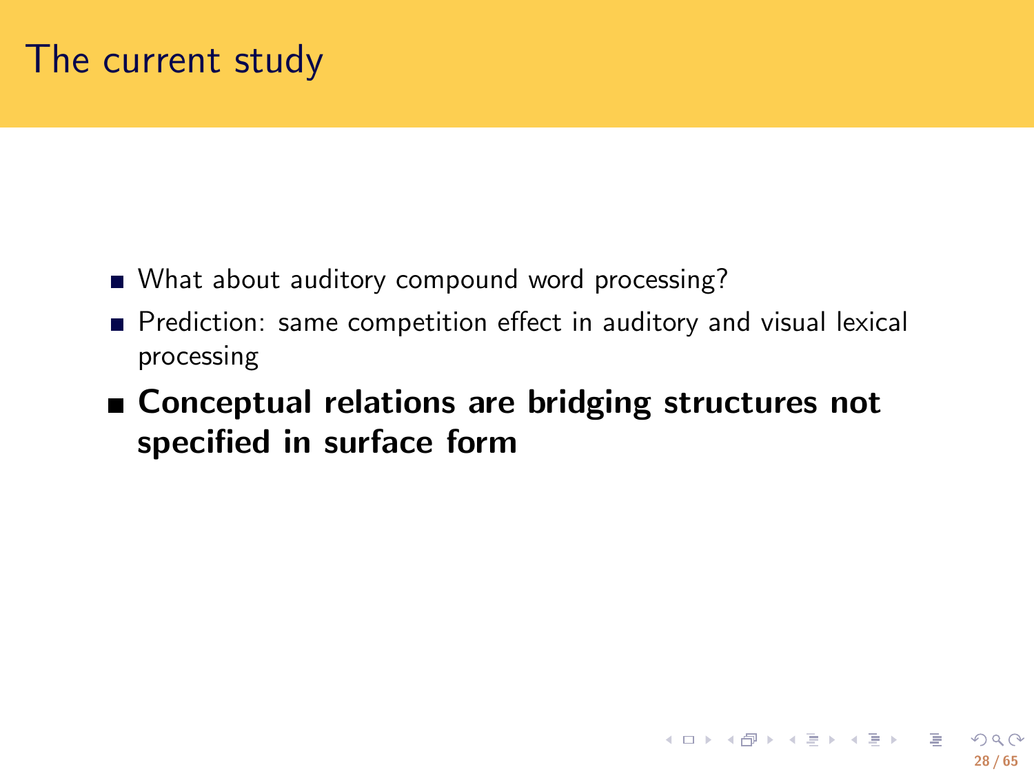# The current study

- What about auditory compound word processing?
- Prediction: same competition effect in auditory and visual lexical processing
- **Conceptual relations are bridging structures not specified in surface form**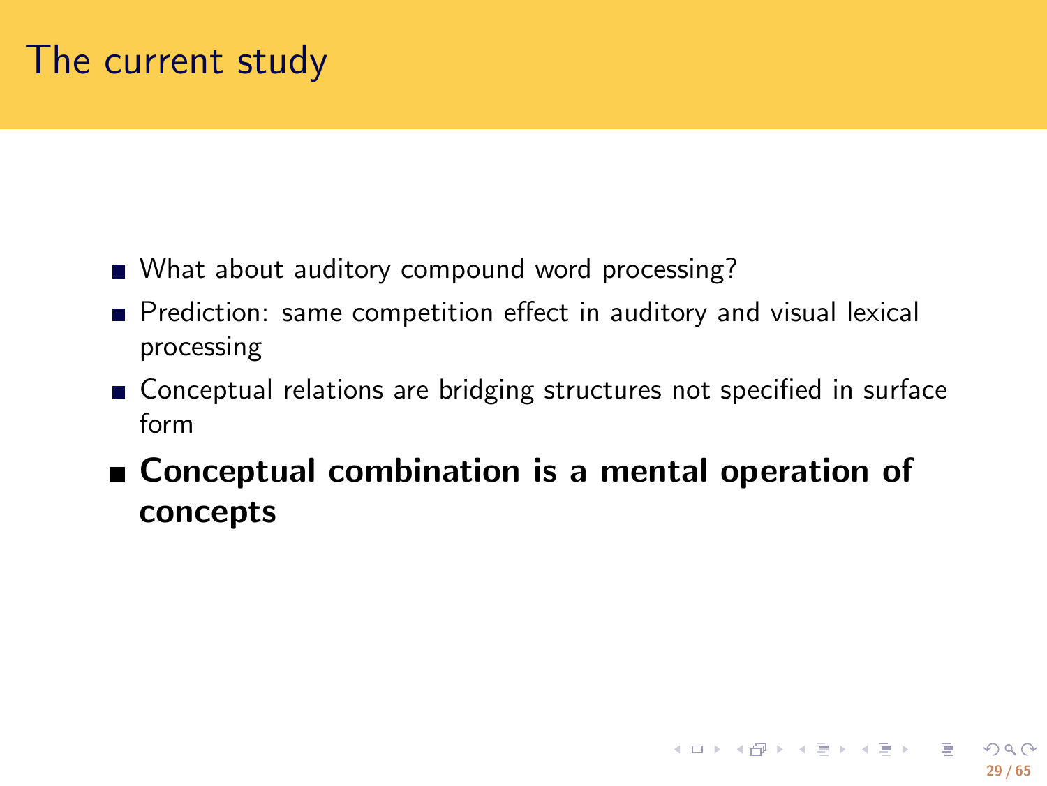# The current study

- What about auditory compound word processing?
- Prediction: same competition effect in auditory and visual lexical processing
- Conceptual relations are bridging structures not specified in surface form
- **Conceptual combination is a mental operation of concepts**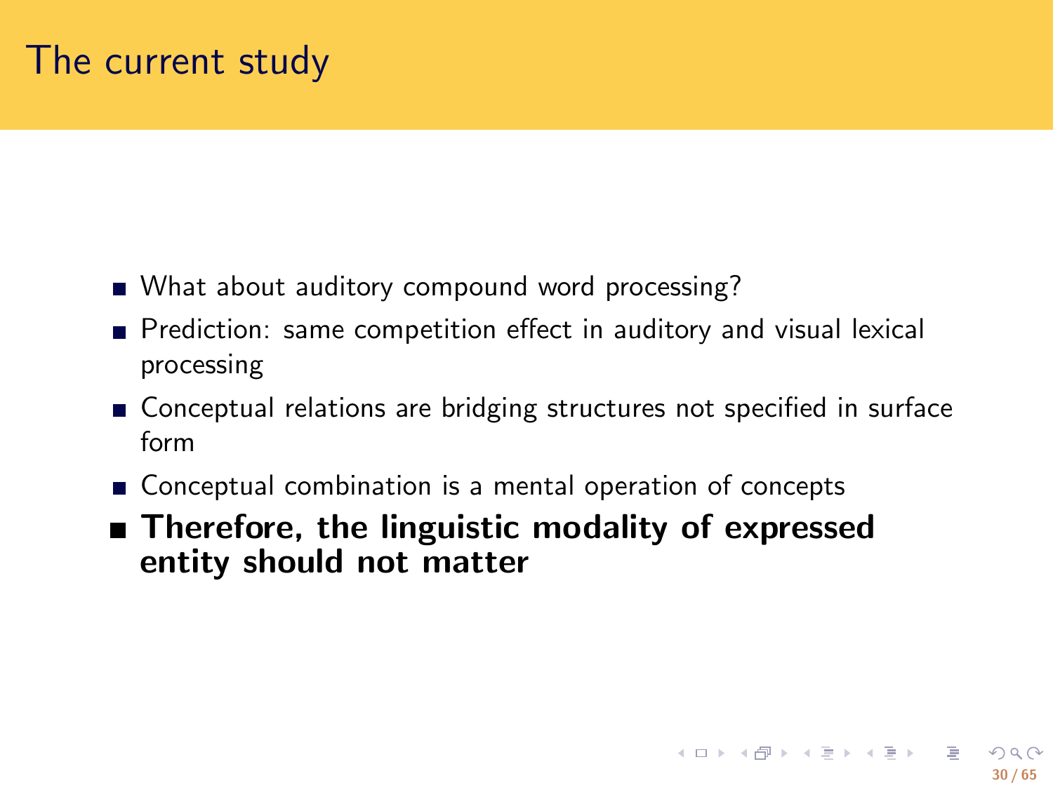# The current study

- What about auditory compound word processing?
- Prediction: same competition effect in auditory and visual lexical processing
- Conceptual relations are bridging structures not specified in surface form
- Conceptual combination is a mental operation of concepts
- **Therefore, the linguistic modality of expressed entity should not matter**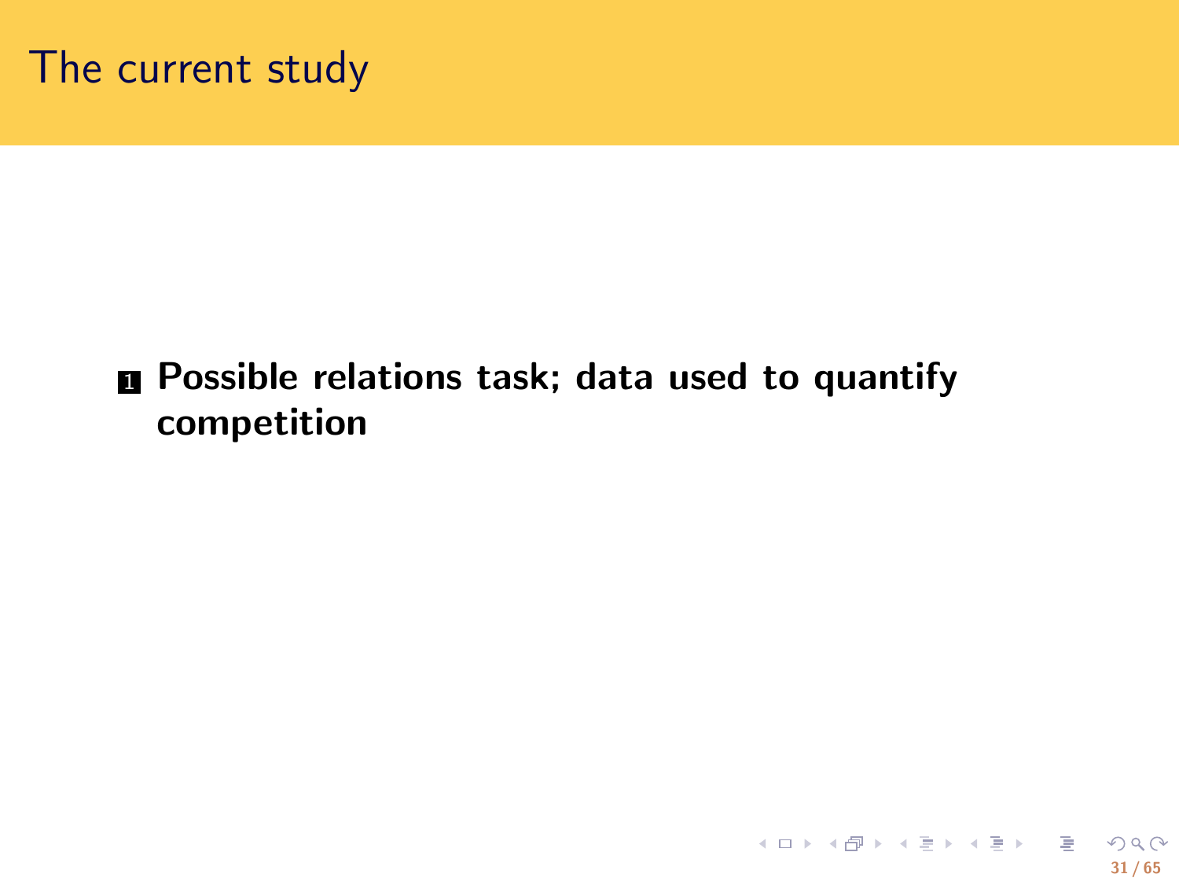# The current study

1. **Possible relations task; data used to quantify competition**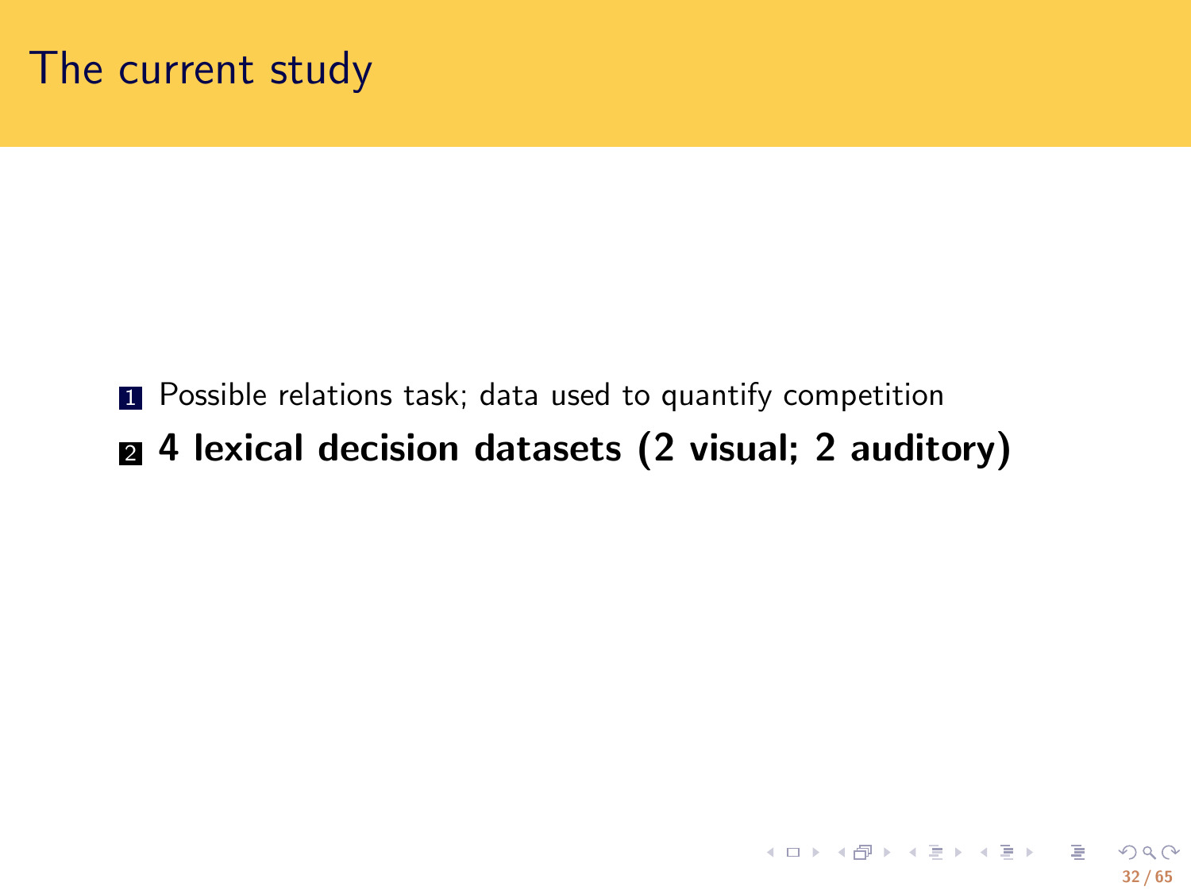# The current study

1. Possible relations task; data used to quantify competition
2. **4 lexical decision datasets (2 visual; 2 auditory)**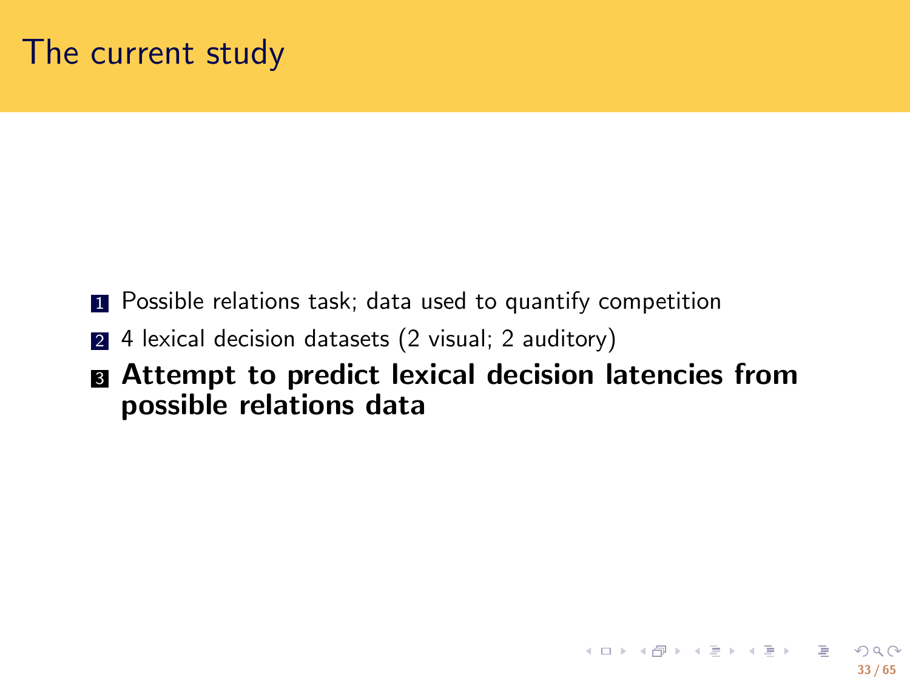# The current study

1. Possible relations task; data used to quantify competition
2. 4 lexical decision datasets (2 visual; 2 auditory)
3. **Attempt to predict lexical decision latencies from possible relations data**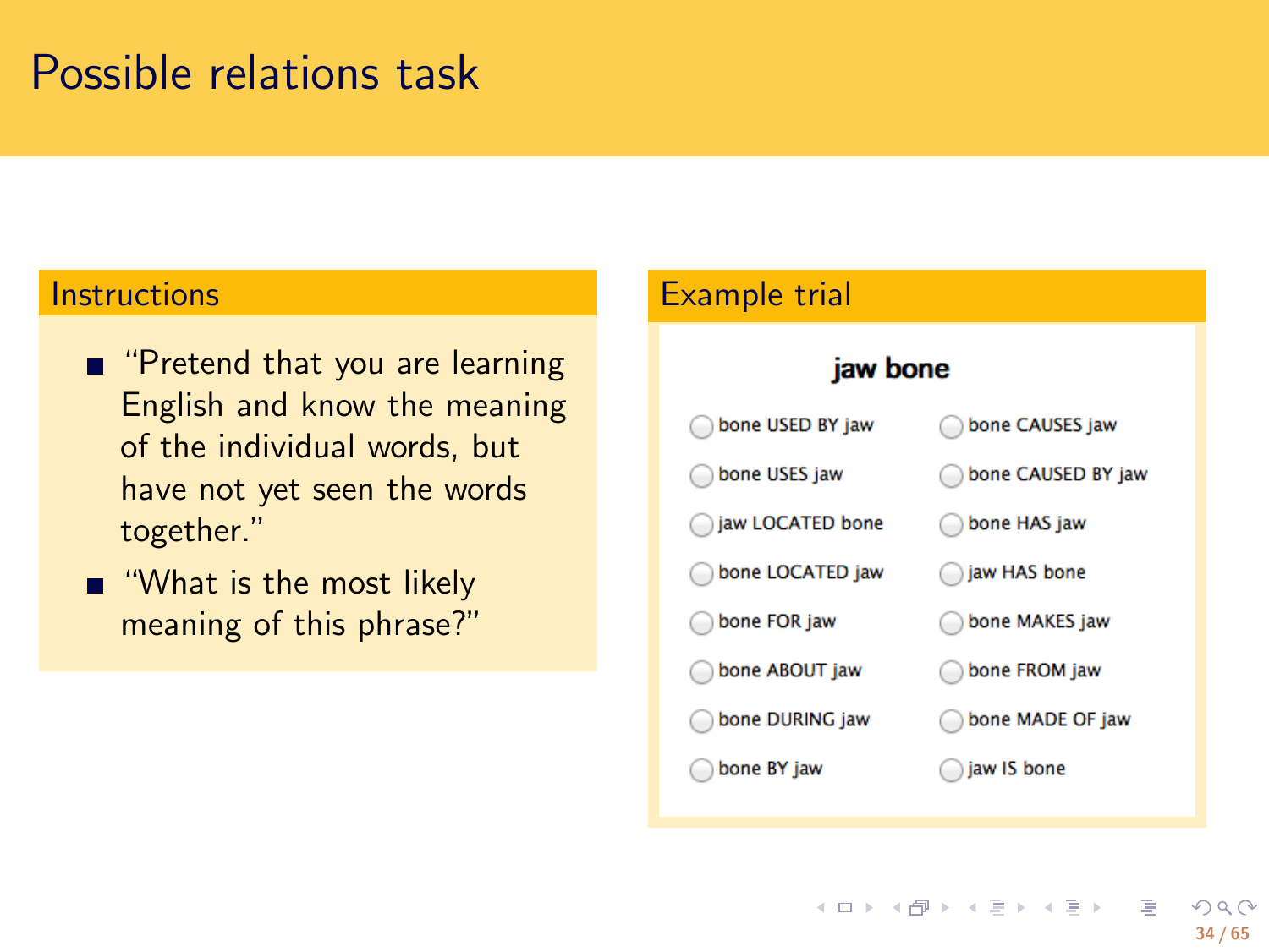# Possible relations task

## Instructions

- "Pretend that you are learning English and know the meaning of the individual words, but have not yet seen the words together."
- "What is the most likely meaning of this phrase?"

## Example trial

**jaw bone**

| | |
|---|---|
| ◯ bone USED BY jaw | ◯ bone CAUSES jaw |
| ◯ bone USES jaw | ◯ bone CAUSED BY jaw |
| ◯ jaw LOCATED bone | ◯ bone HAS jaw |
| ◯ bone LOCATED jaw | ◯ jaw HAS bone |
| ◯ bone FOR jaw | ◯ bone MAKES jaw |
| ◯ bone ABOUT jaw | ◯ bone FROM jaw |
| ◯ bone DURING jaw | ◯ bone MADE OF jaw |
| ◯ bone BY jaw | ◯ jaw IS bone |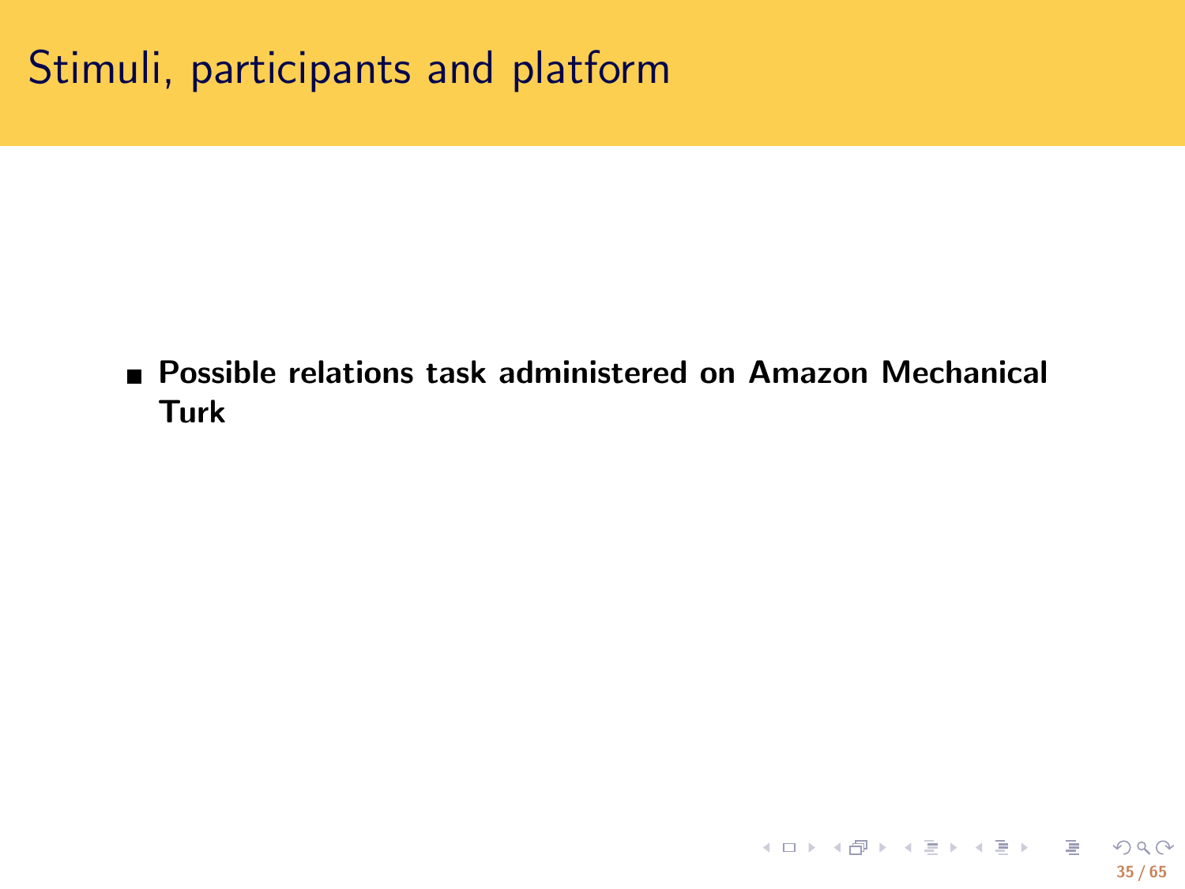# Stimuli, participants and platform

- **Possible relations task administered on Amazon Mechanical Turk**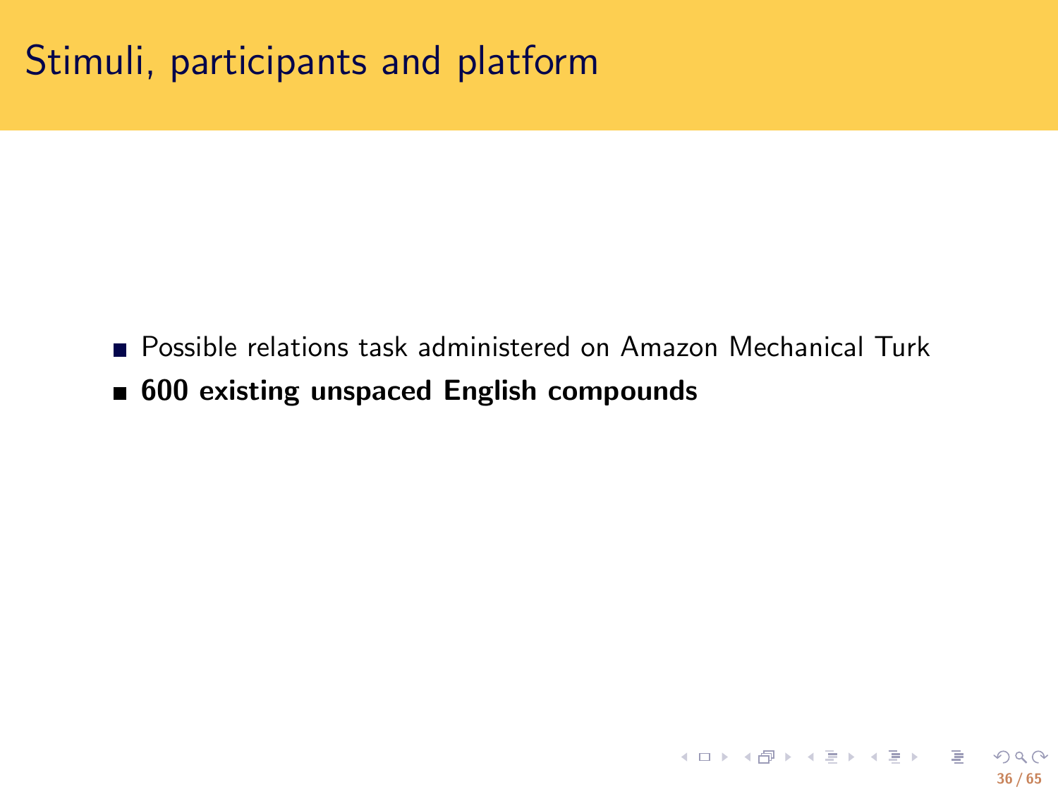# Stimuli, participants and platform

- Possible relations task administered on Amazon Mechanical Turk
- **600 existing unspaced English compounds**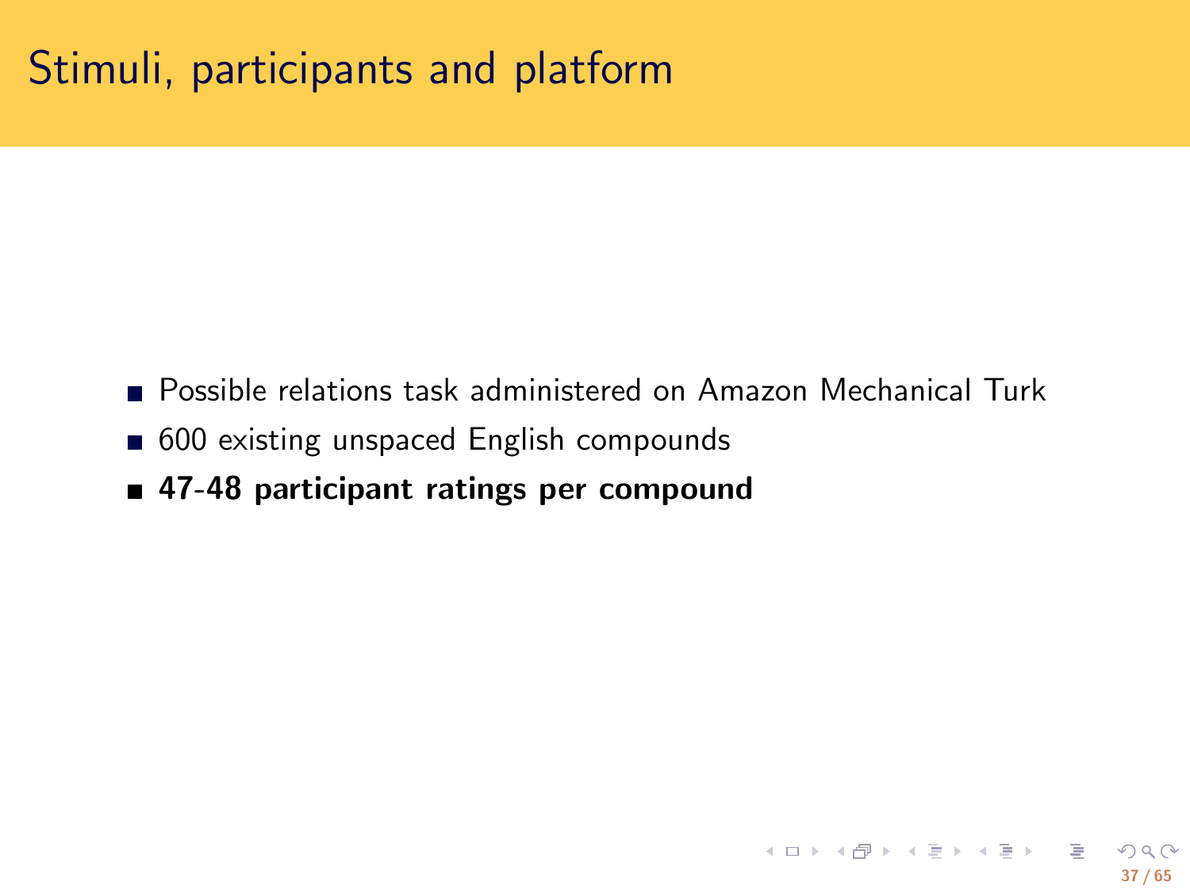# Stimuli, participants and platform

- Possible relations task administered on Amazon Mechanical Turk
- 600 existing unspaced English compounds
- **47-48 participant ratings per compound**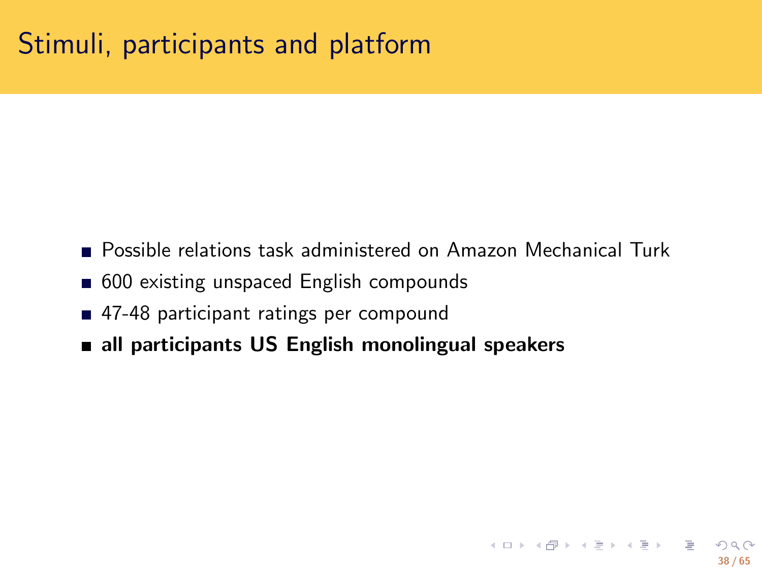# Stimuli, participants and platform

- Possible relations task administered on Amazon Mechanical Turk
- 600 existing unspaced English compounds
- 47-48 participant ratings per compound
- **all participants US English monolingual speakers**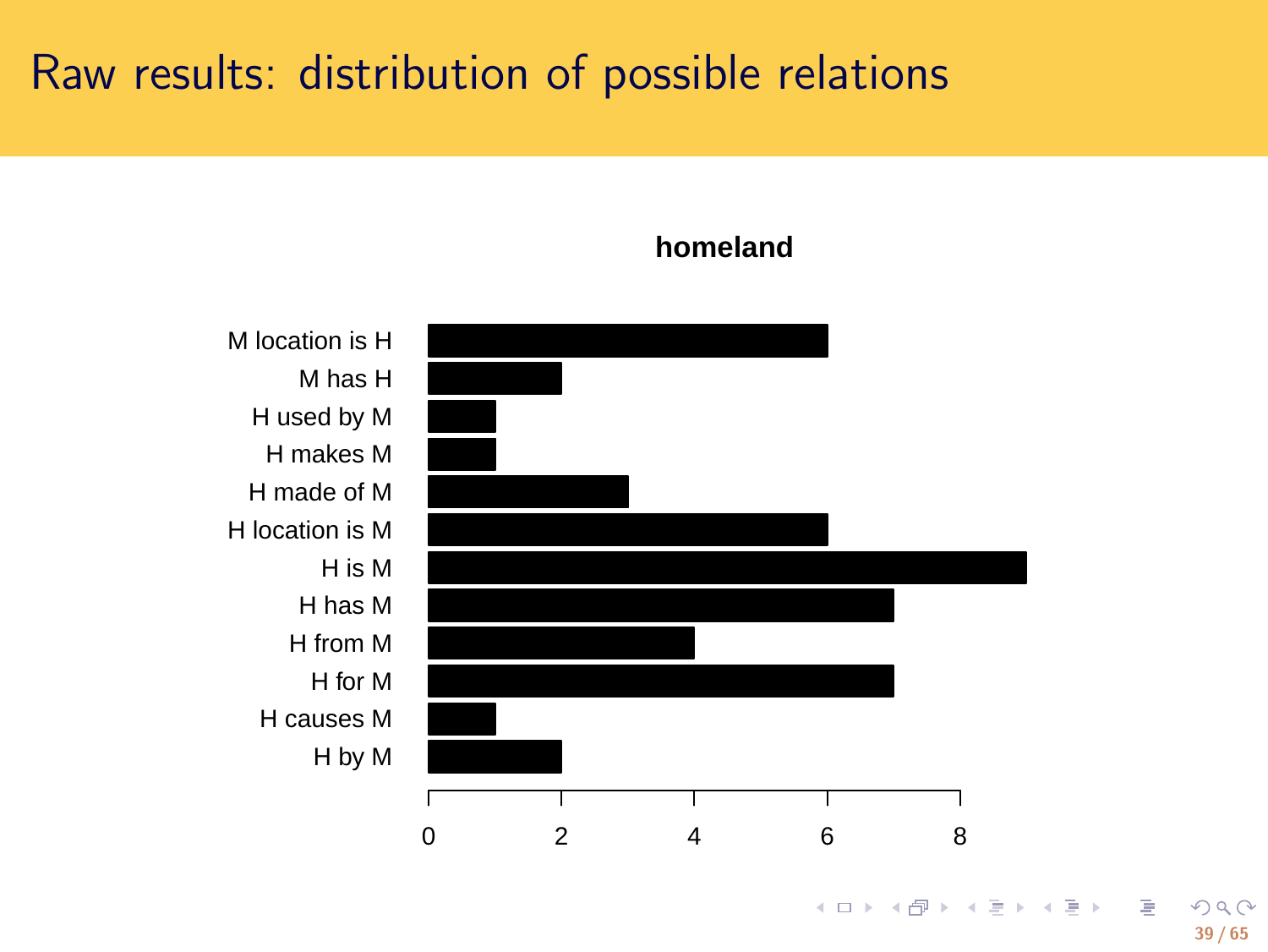# Raw results: distribution of possible relations

**homeland**

| Relation | Count |
|---|---|
| M location is H | 6 |
| M has H | 2 |
| H used by M | 1 |
| H makes M | 1 |
| H made of M | 3 |
| H location is M | 6 |
| H is M | 9 |
| H has M | 7 |
| H from M | 4 |
| H for M | 7 |
| H causes M | 1 |
| H by M | 2 |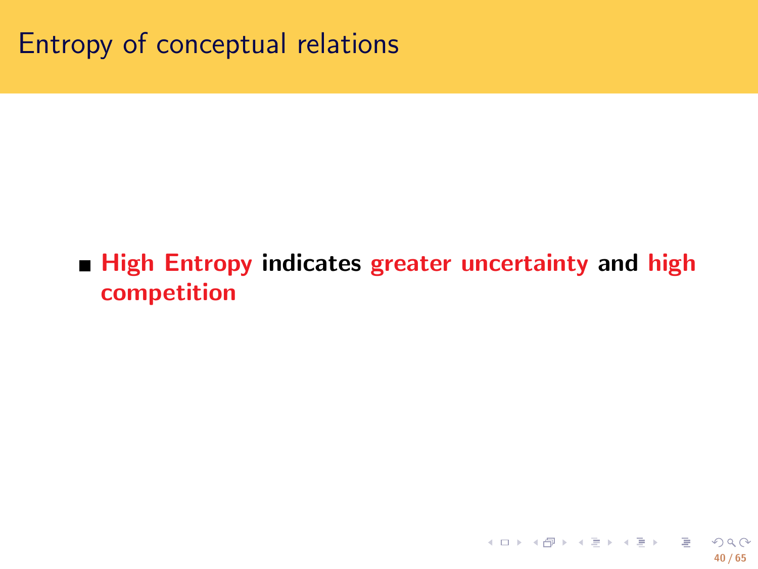# Entropy of conceptual relations

- **High Entropy indicates greater uncertainty and high competition**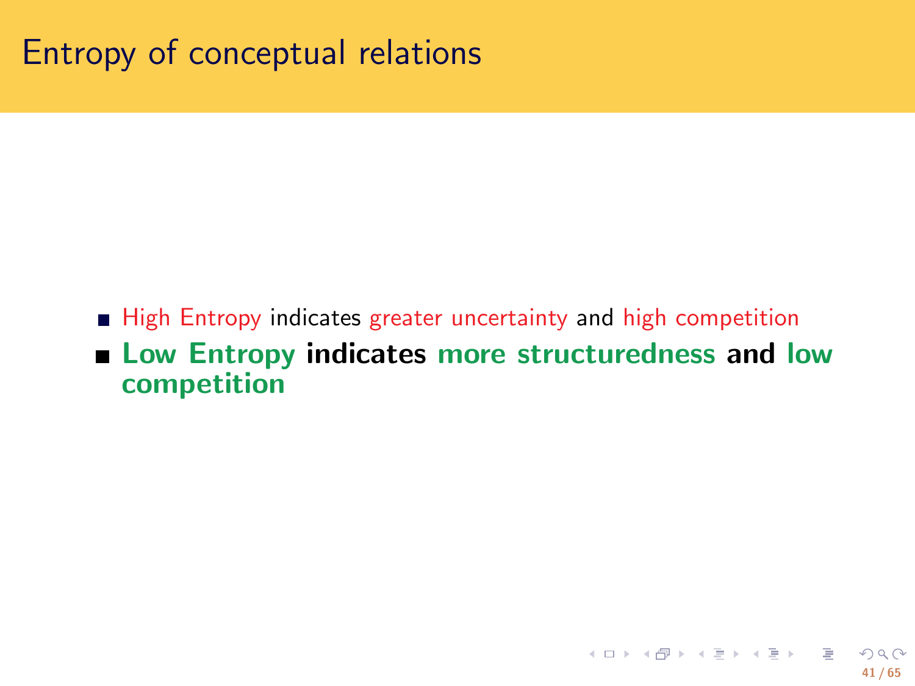# Entropy of conceptual relations

- High Entropy indicates greater uncertainty and high competition
- **Low Entropy indicates more structuredness and low competition**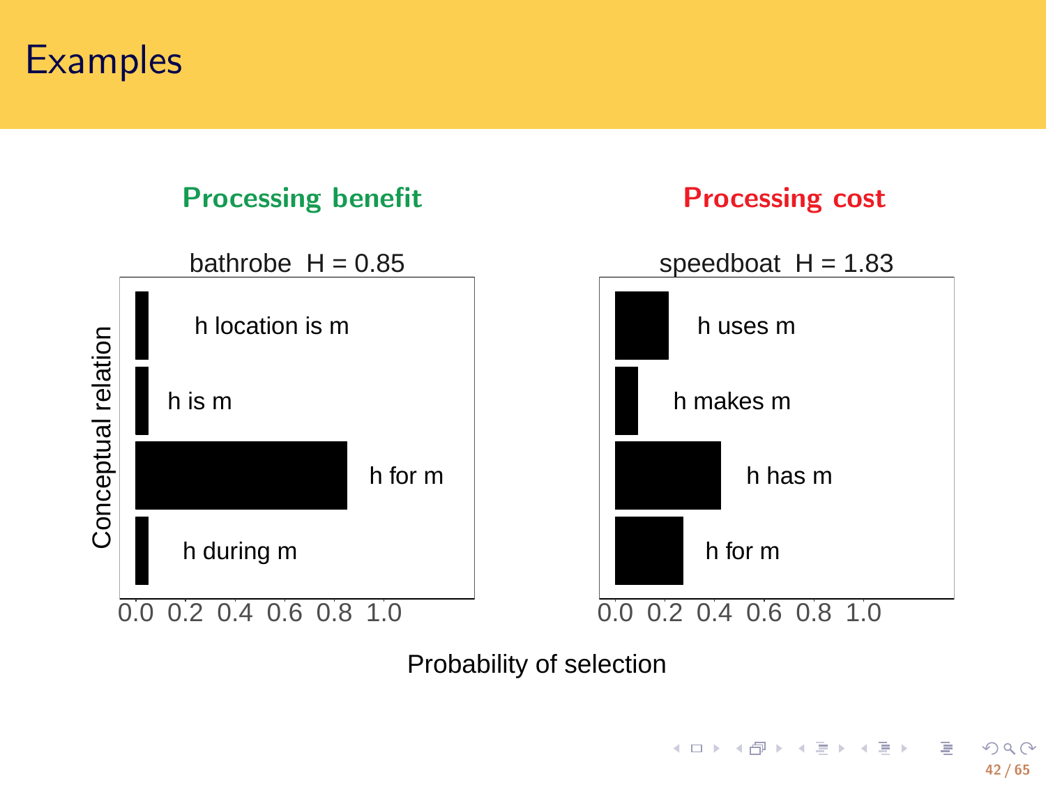# Examples

**Processing benefit**

bathrobe H = 0.85

| Conceptual relation | Probability of selection |
|---|---|
| h location is m | ~0.05 |
| h is m | ~0.05 |
| h for m | ~0.85 |
| h during m | ~0.05 |

**Processing cost**

speedboat H = 1.83

| Conceptual relation | Probability of selection |
|---|---|
| h uses m | ~0.22 |
| h makes m | ~0.09 |
| h has m | ~0.43 |
| h for m | ~0.28 |

Probability of selection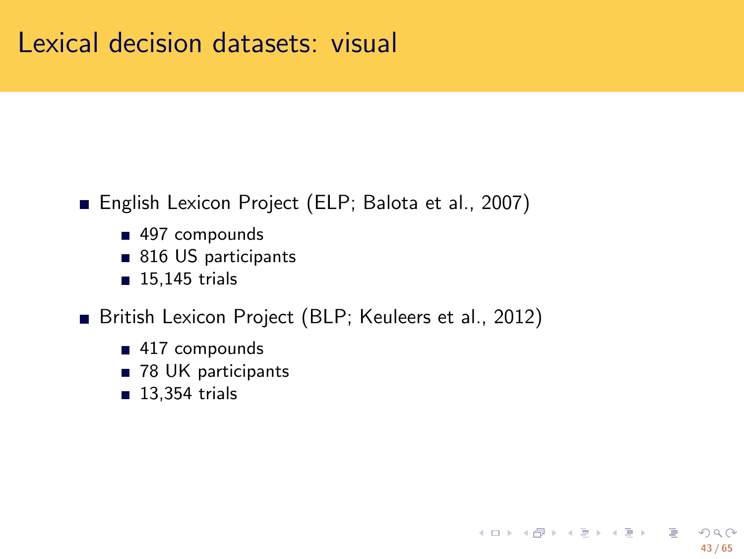# Lexical decision datasets: visual

- English Lexicon Project (ELP; Balota et al., 2007)
  - 497 compounds
  - 816 US participants
  - 15,145 trials
- British Lexicon Project (BLP; Keuleers et al., 2012)
  - 417 compounds
  - 78 UK participants
  - 13,354 trials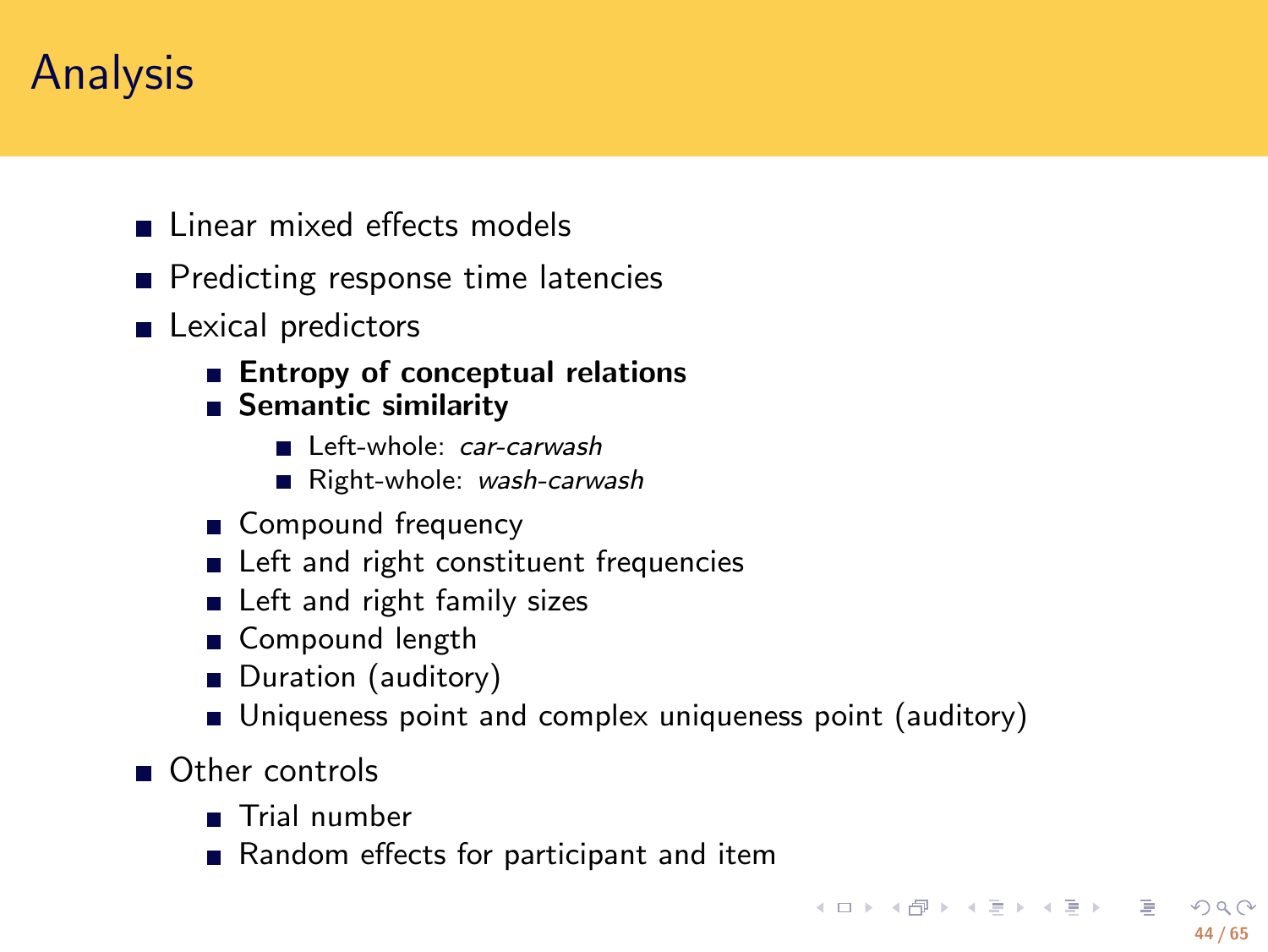# Analysis

- Linear mixed effects models
- Predicting response time latencies
- Lexical predictors
  - **Entropy of conceptual relations**
  - **Semantic similarity**
    - Left-whole: *car-carwash*
    - Right-whole: *wash-carwash*
  - Compound frequency
  - Left and right constituent frequencies
  - Left and right family sizes
  - Compound length
  - Duration (auditory)
  - Uniqueness point and complex uniqueness point (auditory)
- Other controls
  - Trial number
  - Random effects for participant and item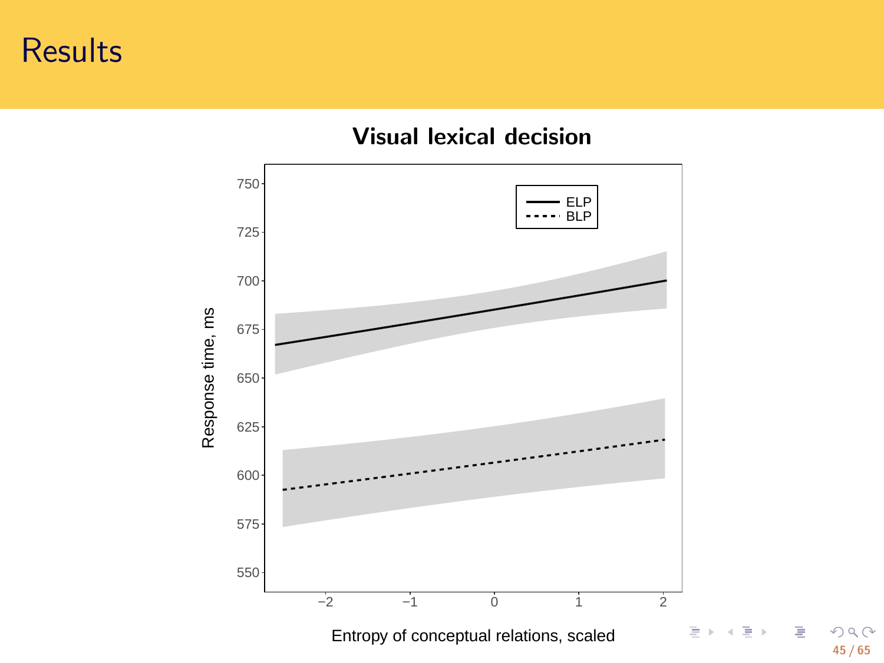# Results

## Visual lexical decision

| Entropy of conceptual relations, scaled | ELP response time, ms | BLP response time, ms |
|---|---|---|
| −2.5 | ~667 | ~592 |
| 0 | ~685 | ~607 |
| 2 | ~700 | ~618 |

Entropy of conceptual relations, scaled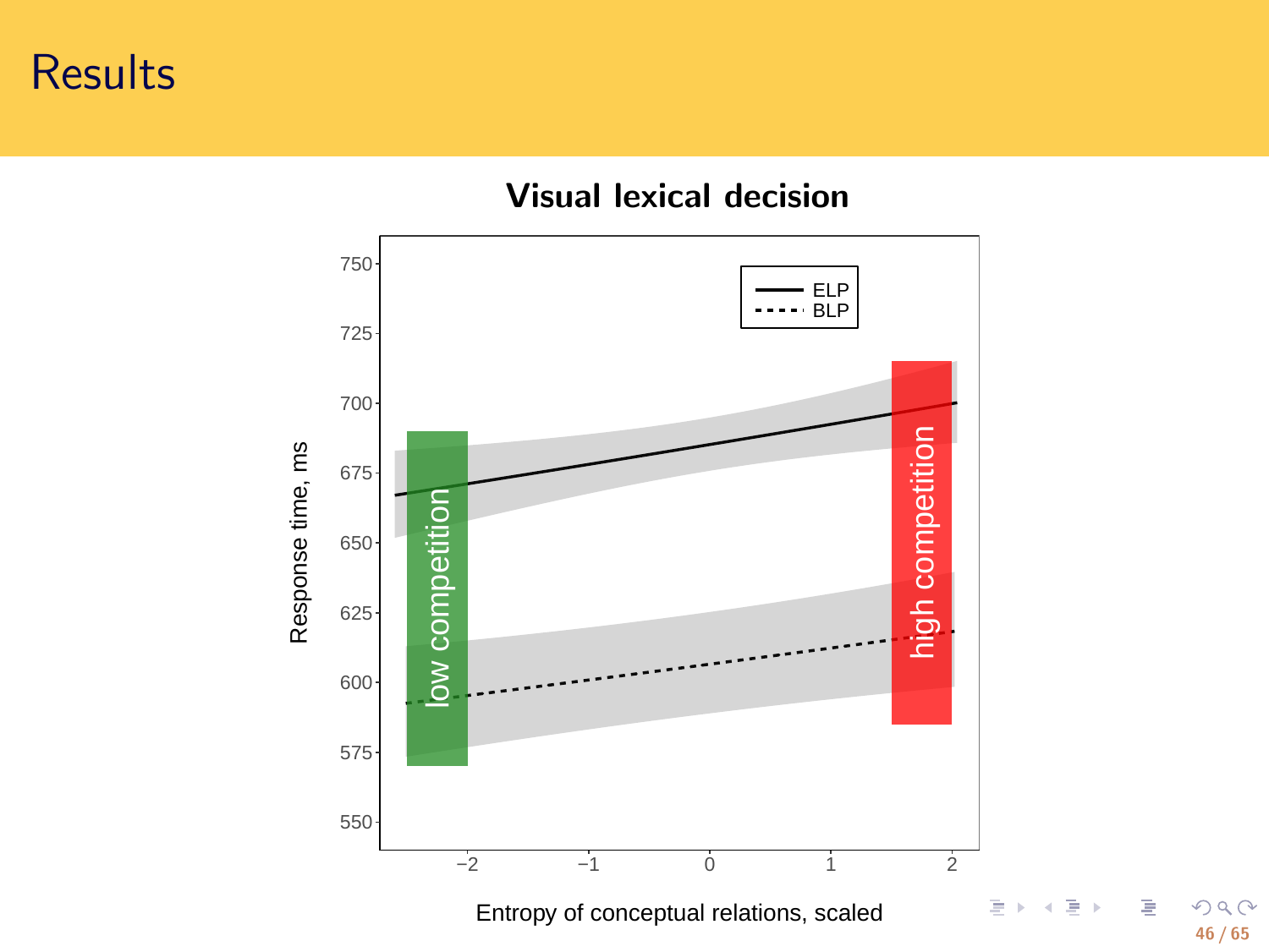# Results

**Visual lexical decision**

Response time, ms

Entropy of conceptual relations, scaled

ELP

BLP

low competition

high competition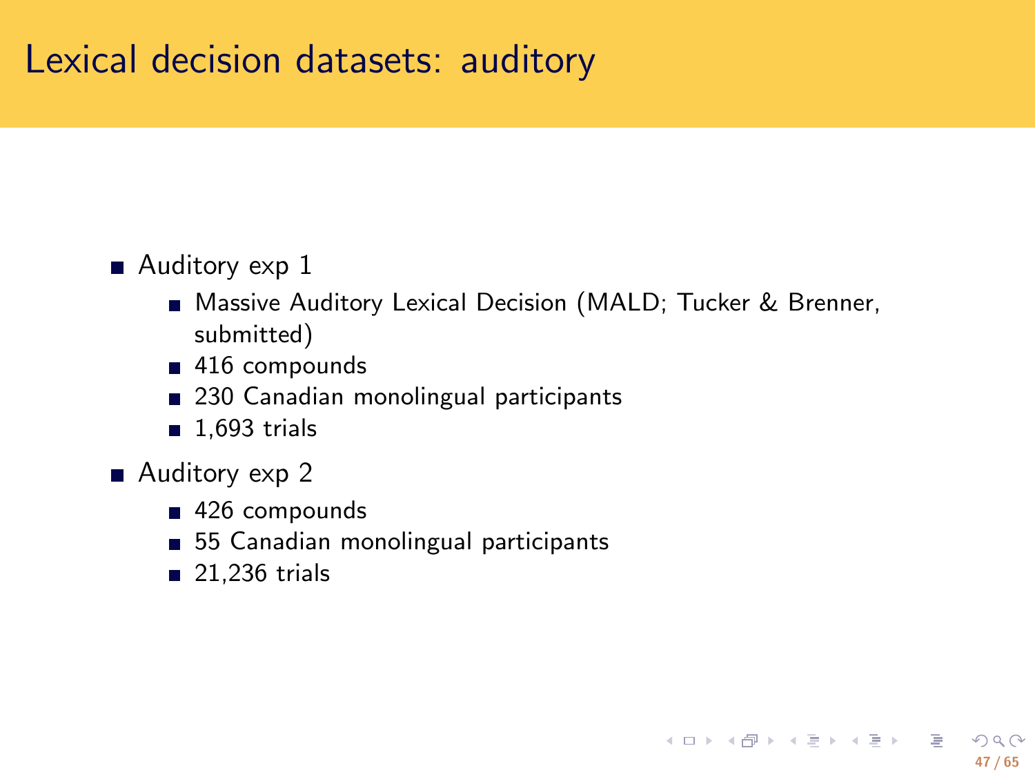# Lexical decision datasets: auditory

- Auditory exp 1
  - Massive Auditory Lexical Decision (MALD; Tucker & Brenner, submitted)
  - 416 compounds
  - 230 Canadian monolingual participants
  - 1,693 trials
- Auditory exp 2
  - 426 compounds
  - 55 Canadian monolingual participants
  - 21,236 trials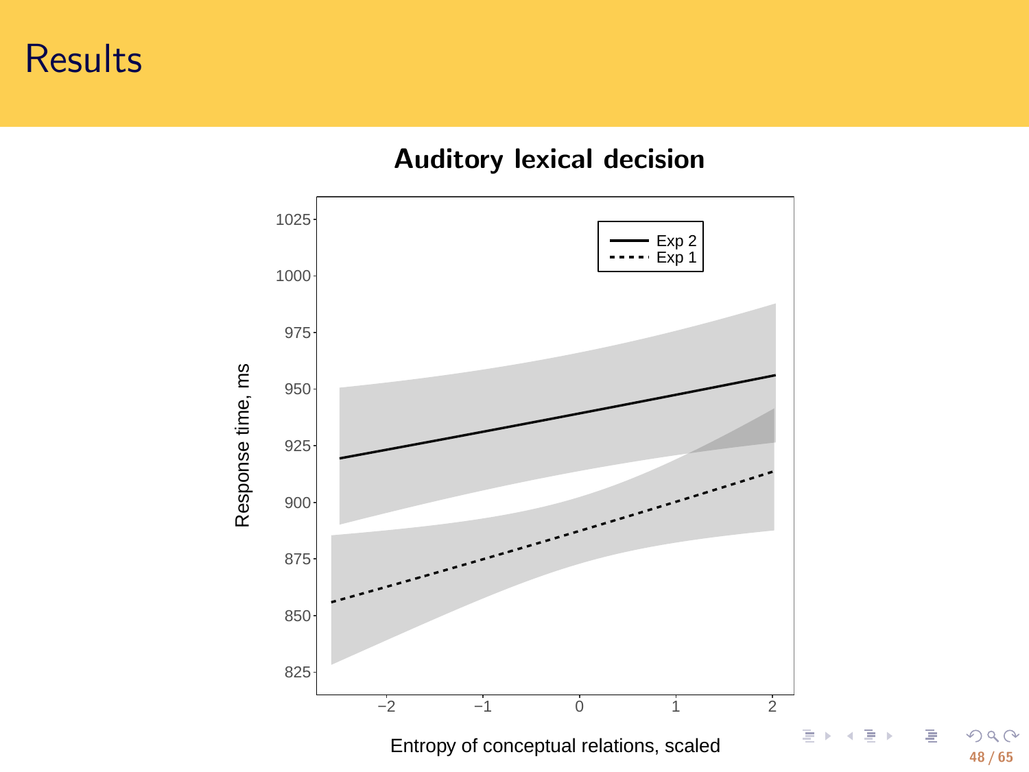# Results

## Auditory lexical decision

Response time, ms

1025
1000
975
950
925
900
875
850
825

Exp 2
Exp 1

−2 −1 0 1 2

Entropy of conceptual relations, scaled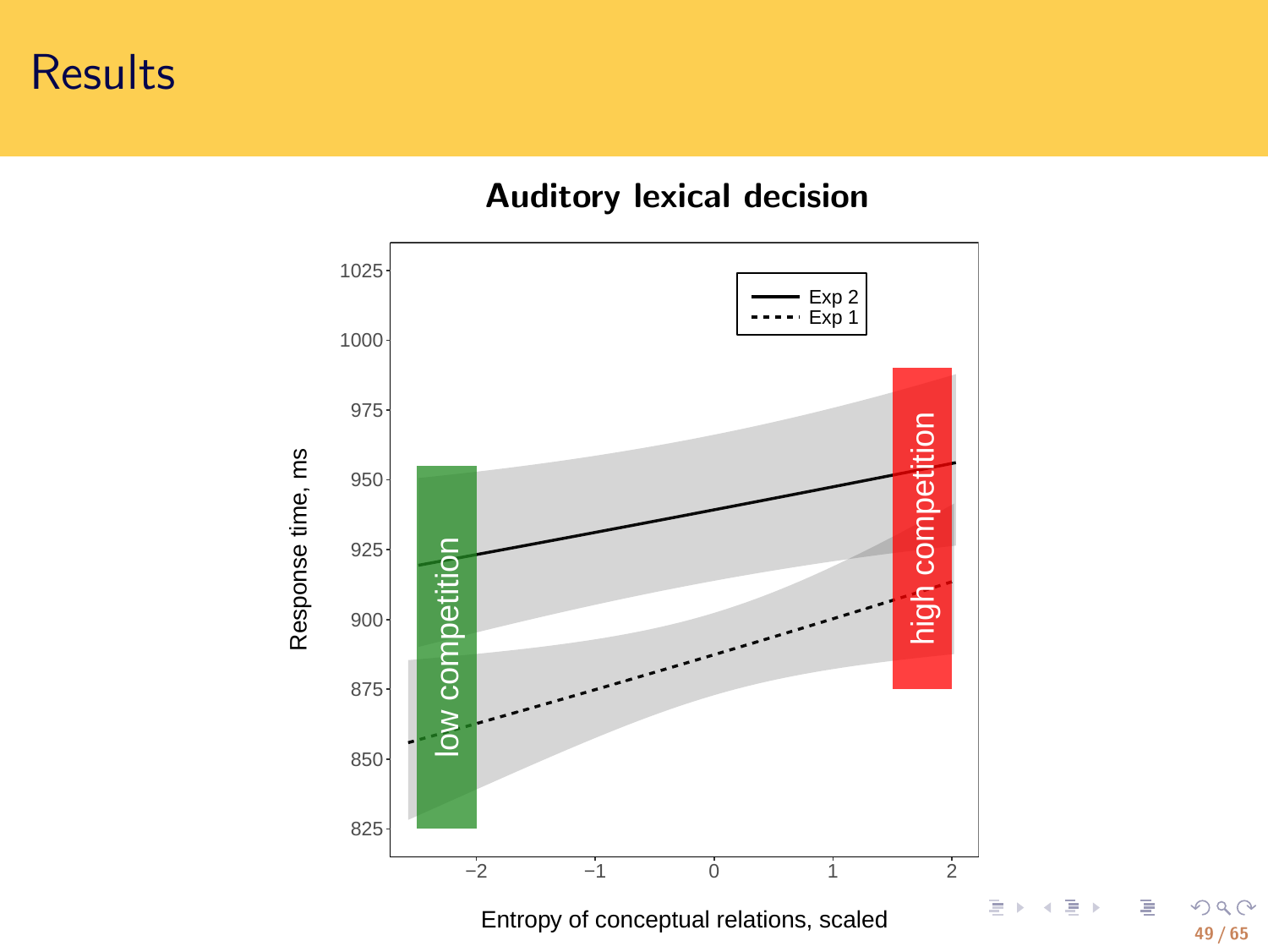# Results

## Auditory lexical decision

Response time, ms

1025, 1000, 975, 950, 925, 900, 875, 850, 825

Exp 2
Exp 1

low competition

high competition

−2, −1, 0, 1, 2

Entropy of conceptual relations, scaled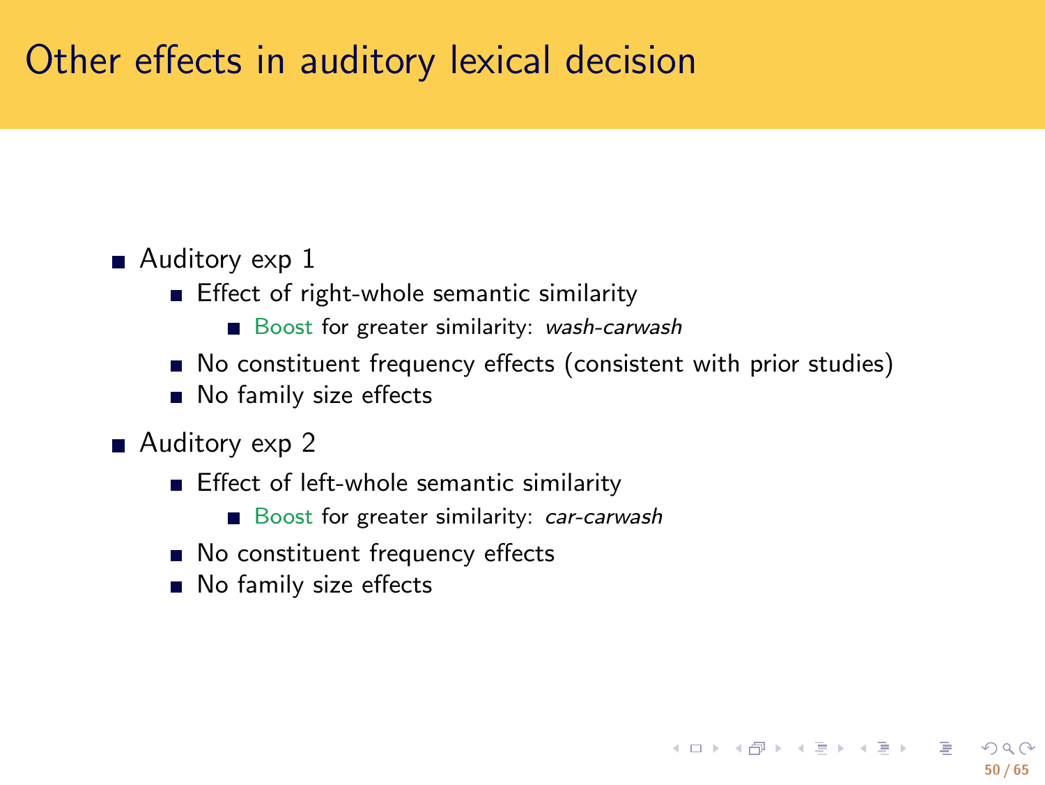# Other effects in auditory lexical decision

- Auditory exp 1
  - Effect of right-whole semantic similarity
    - Boost for greater similarity: *wash-carwash*
  - No constituent frequency effects (consistent with prior studies)
  - No family size effects
- Auditory exp 2
  - Effect of left-whole semantic similarity
    - Boost for greater similarity: *car-carwash*
  - No constituent frequency effects
  - No family size effects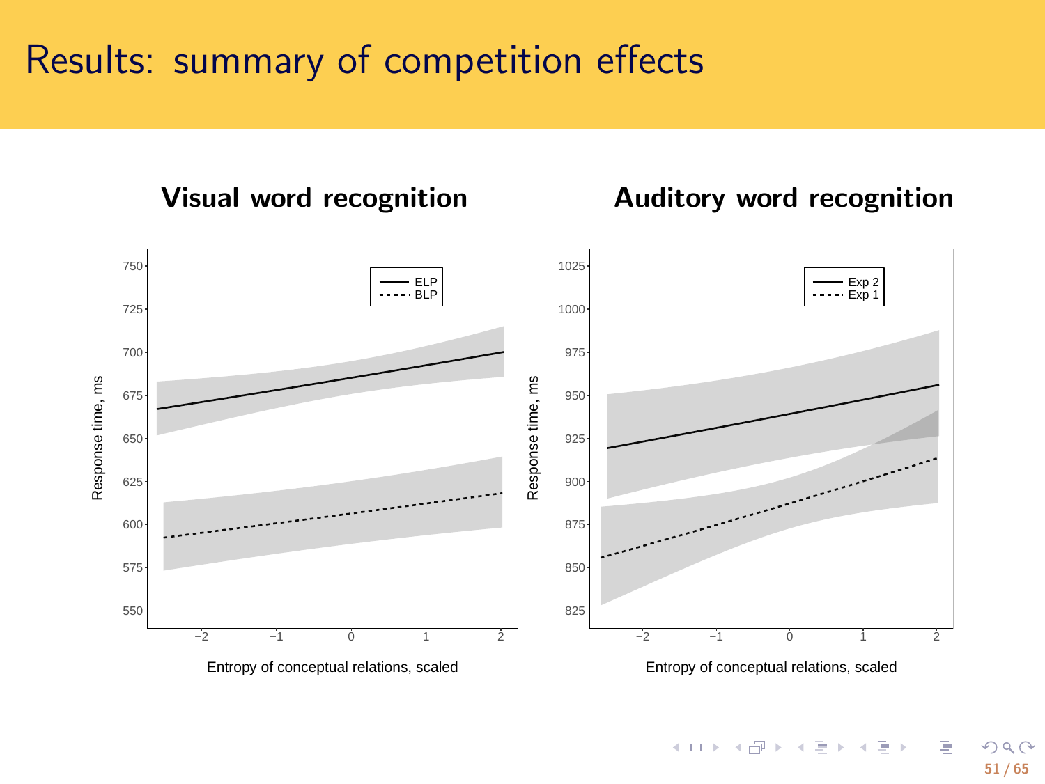# Results: summary of competition effects

**Visual word recognition**

**Auditory word recognition**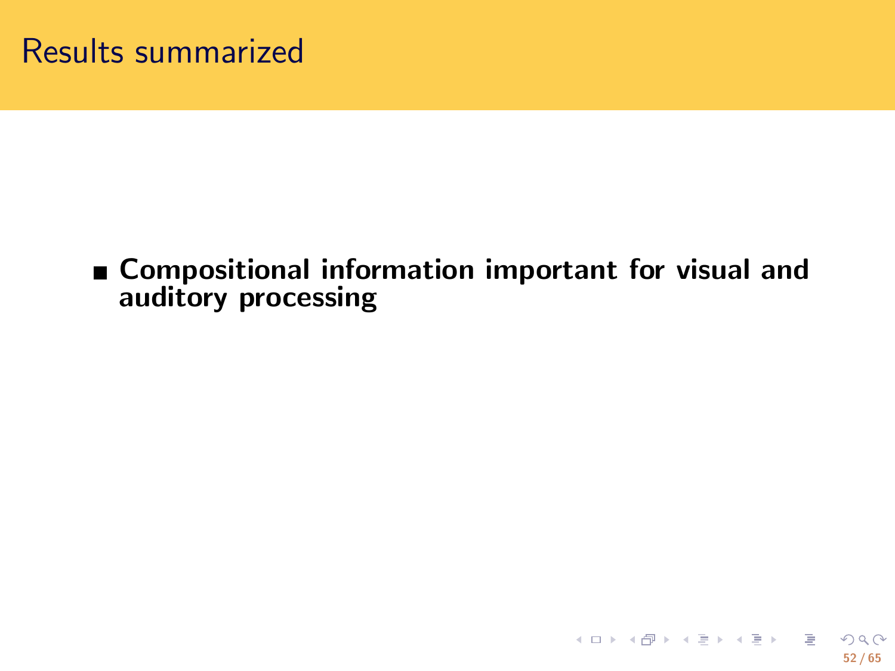# Results summarized

- **Compositional information important for visual and auditory processing**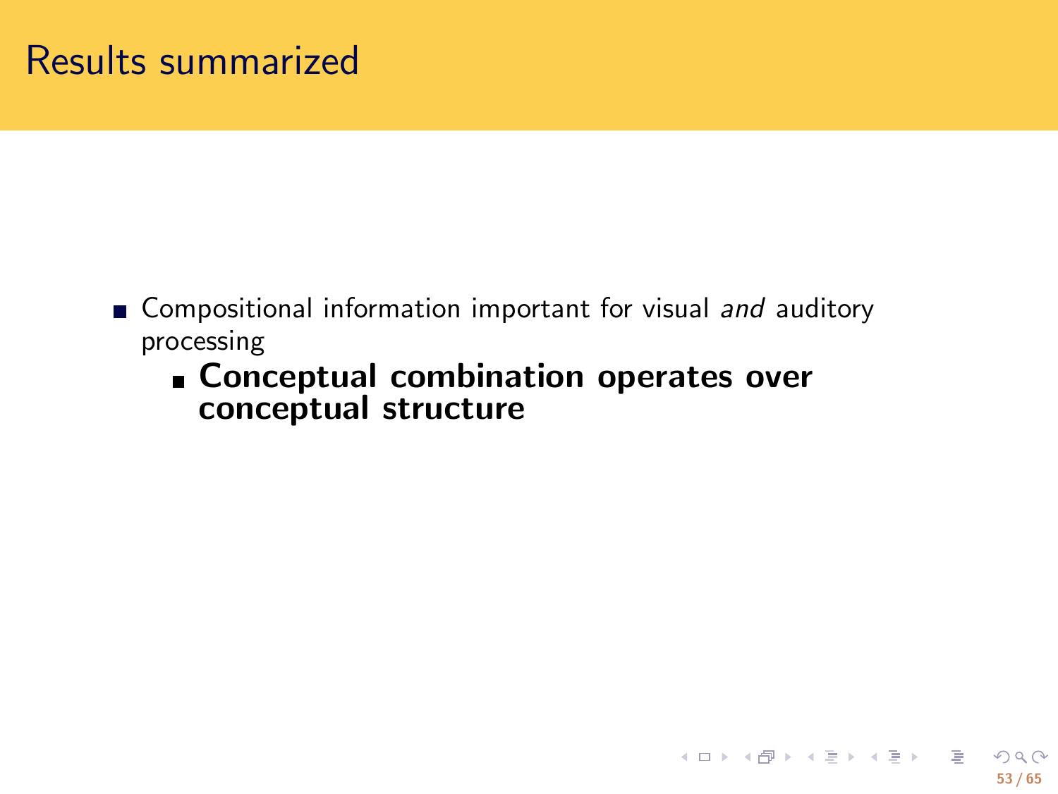# Results summarized

- Compositional information important for visual *and* auditory processing
  - **Conceptual combination operates over conceptual structure**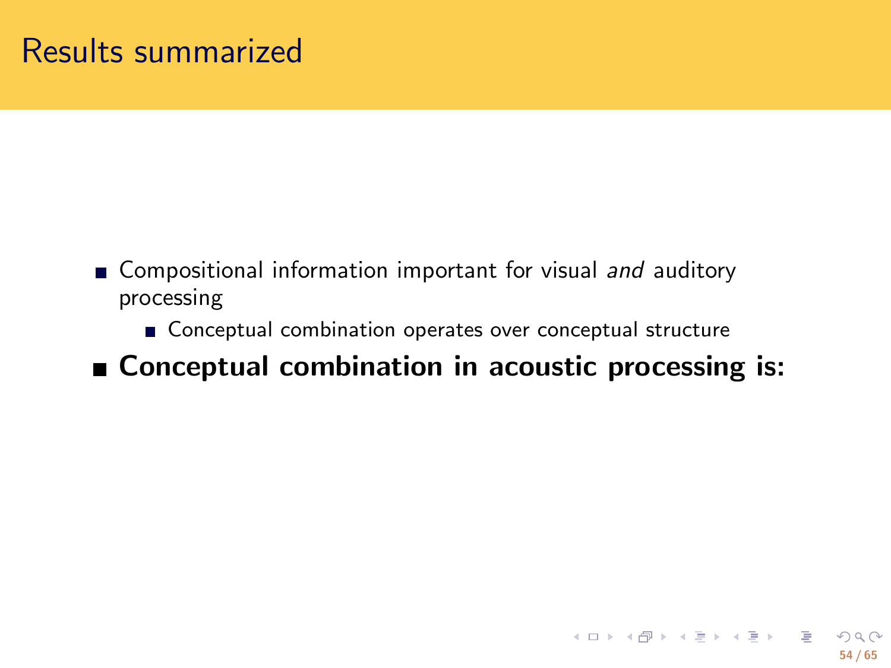# Results summarized

- Compositional information important for visual *and* auditory processing
  - Conceptual combination operates over conceptual structure
- **Conceptual combination in acoustic processing is:**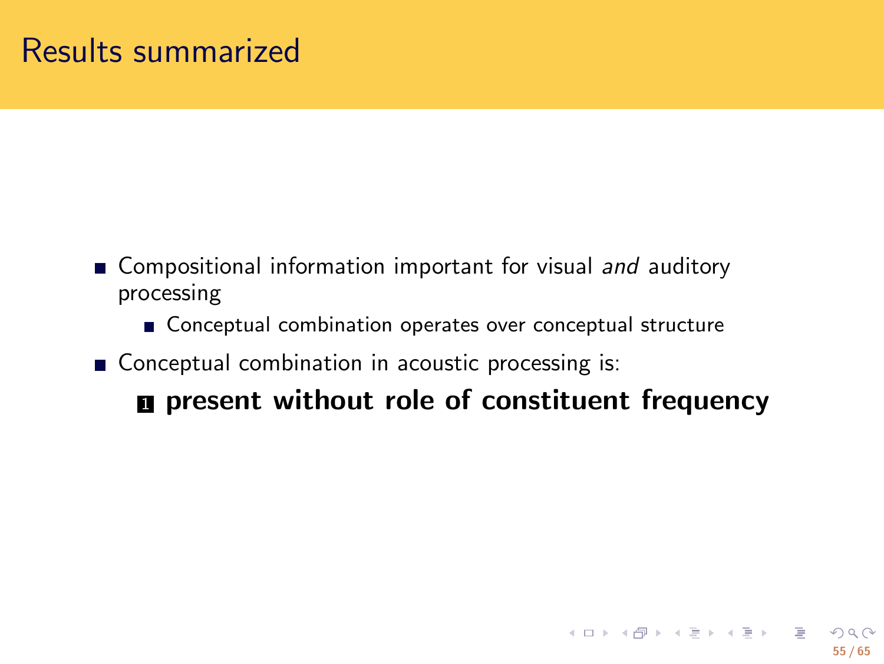# Results summarized

- Compositional information important for visual *and* auditory processing
  - Conceptual combination operates over conceptual structure
- Conceptual combination in acoustic processing is:
  1. **present without role of constituent frequency**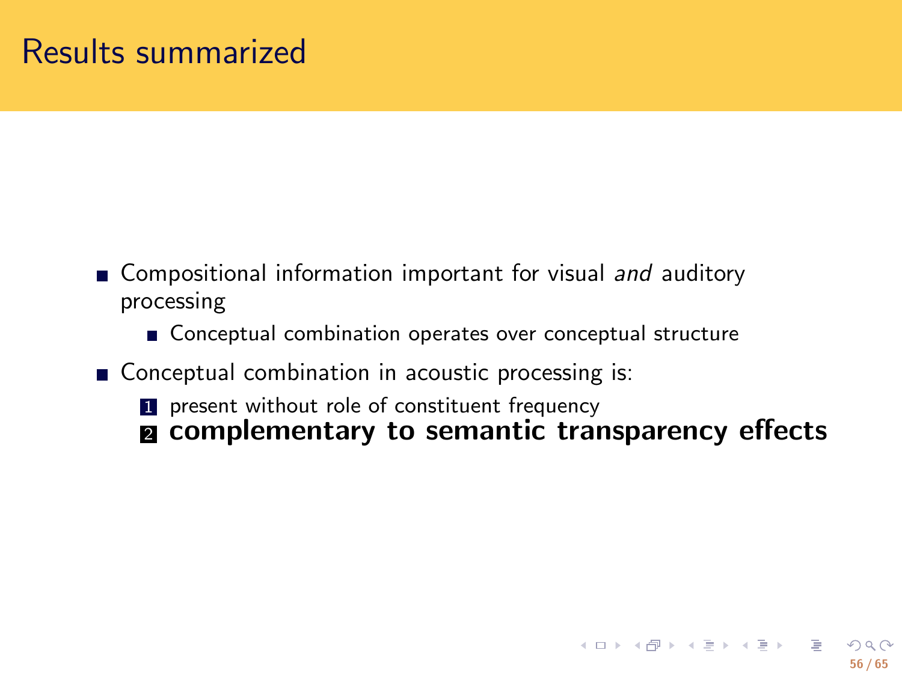# Results summarized

- Compositional information important for visual *and* auditory processing
  - Conceptual combination operates over conceptual structure
- Conceptual combination in acoustic processing is:
  1. present without role of constituent frequency
  2. **complementary to semantic transparency effects**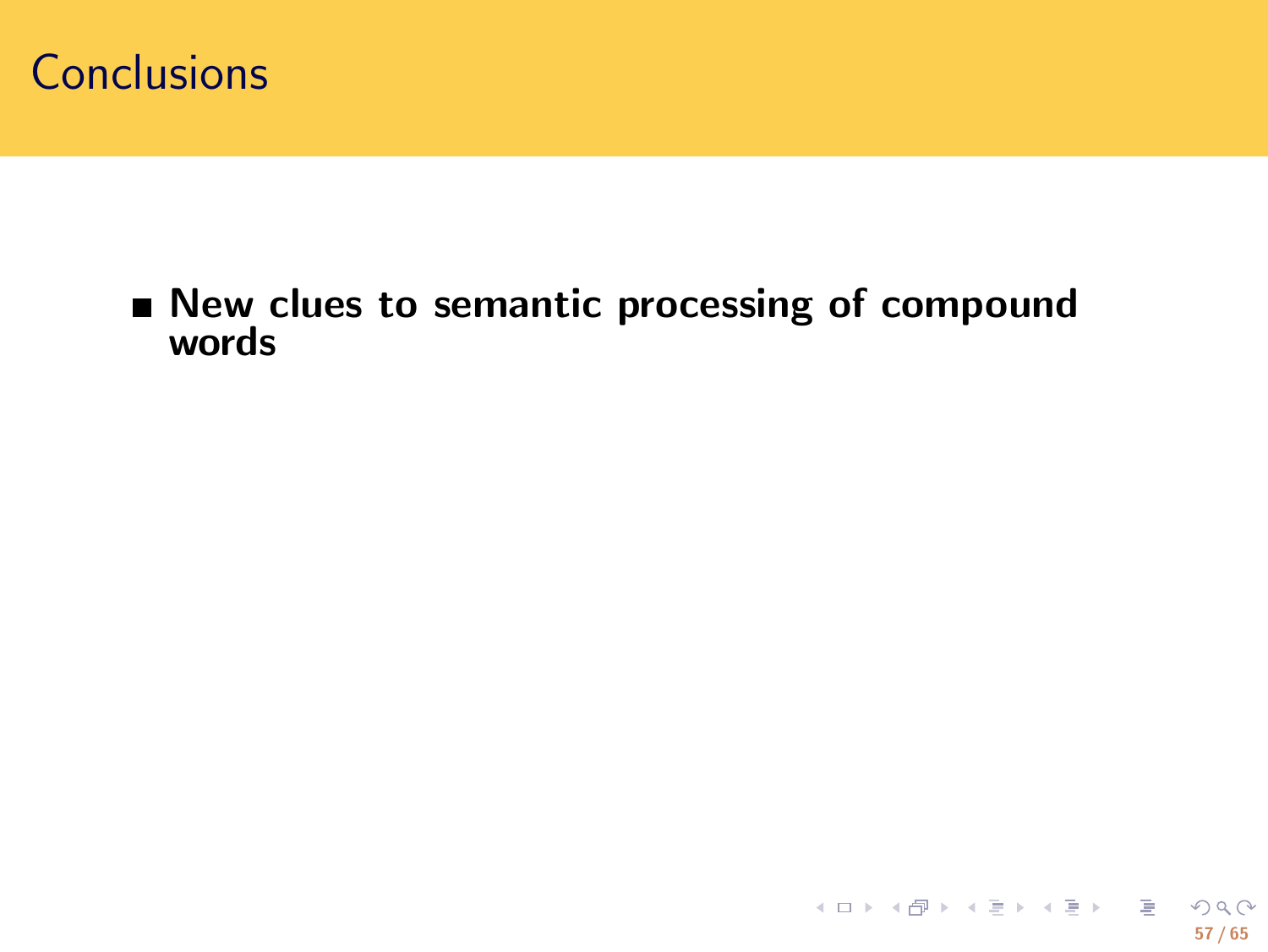# Conclusions

- **New clues to semantic processing of compound words**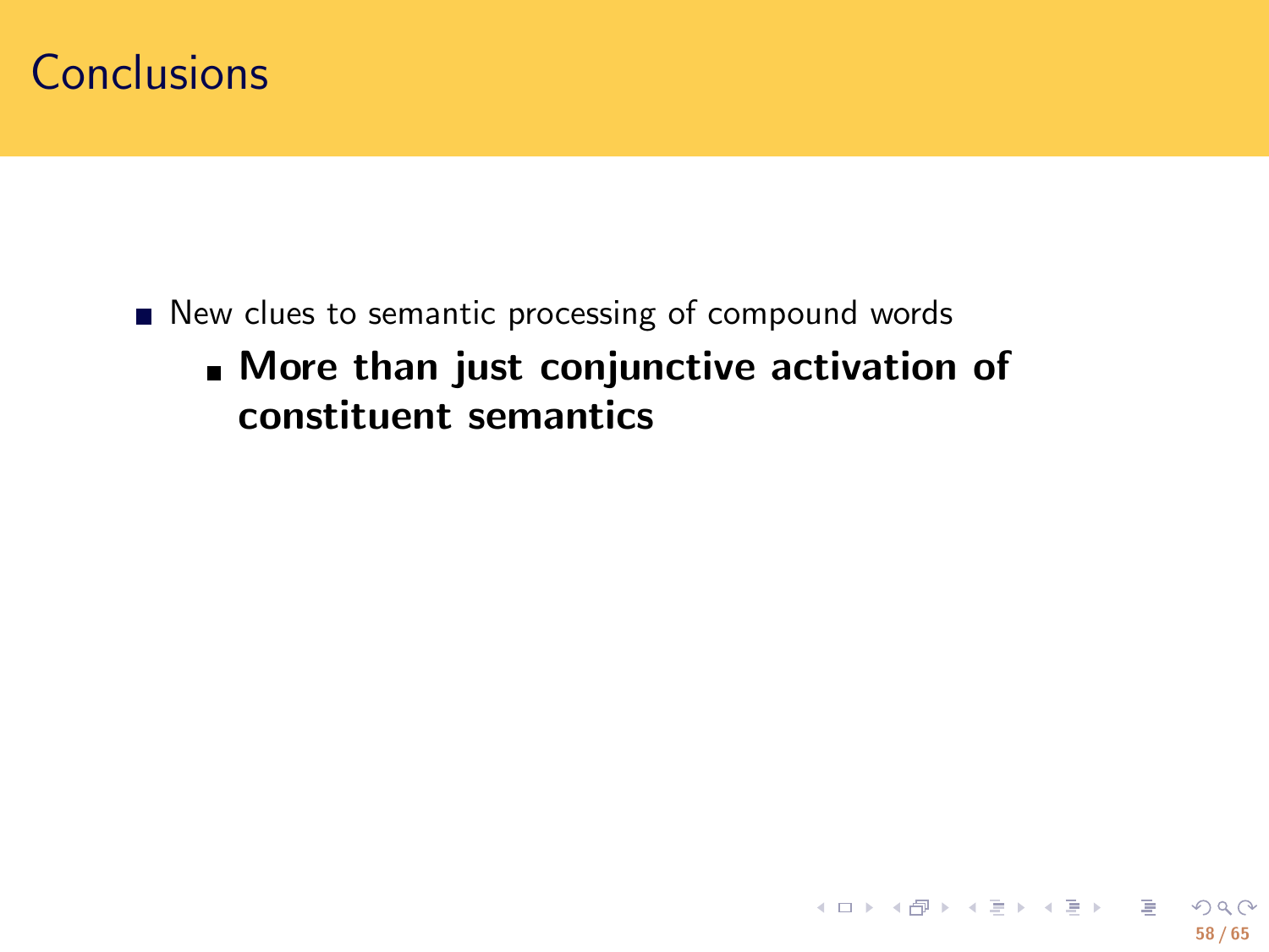# Conclusions

- New clues to semantic processing of compound words
  - **More than just conjunctive activation of constituent semantics**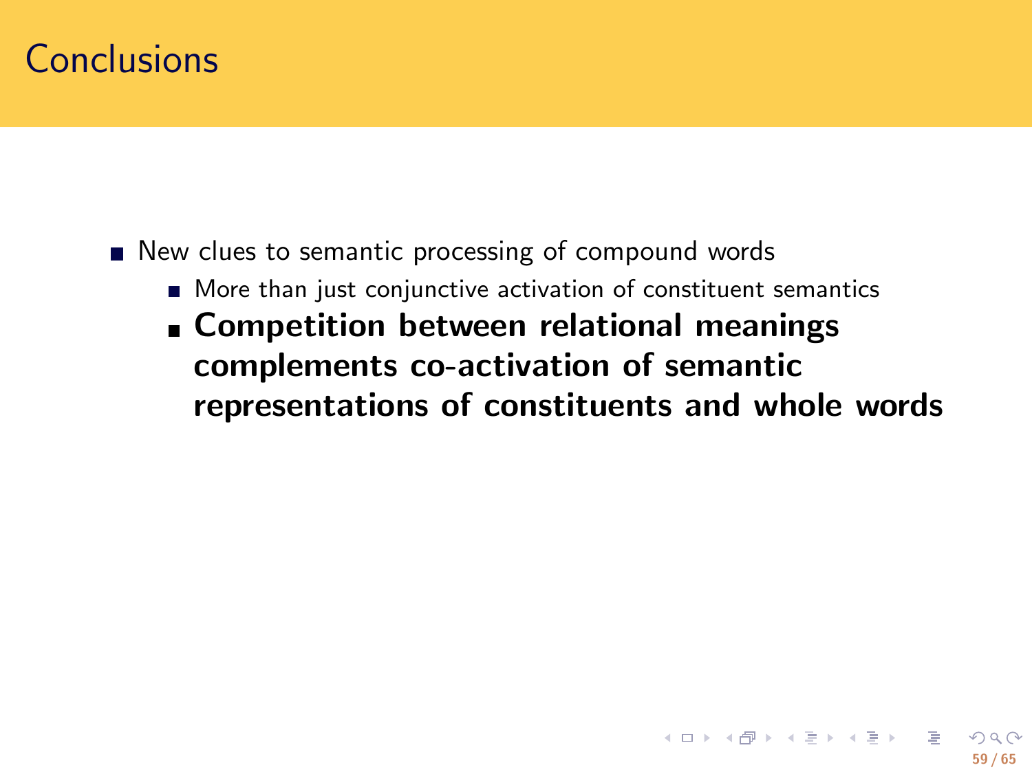# Conclusions

- New clues to semantic processing of compound words
  - More than just conjunctive activation of constituent semantics
  - **Competition between relational meanings complements co-activation of semantic representations of constituents and whole words**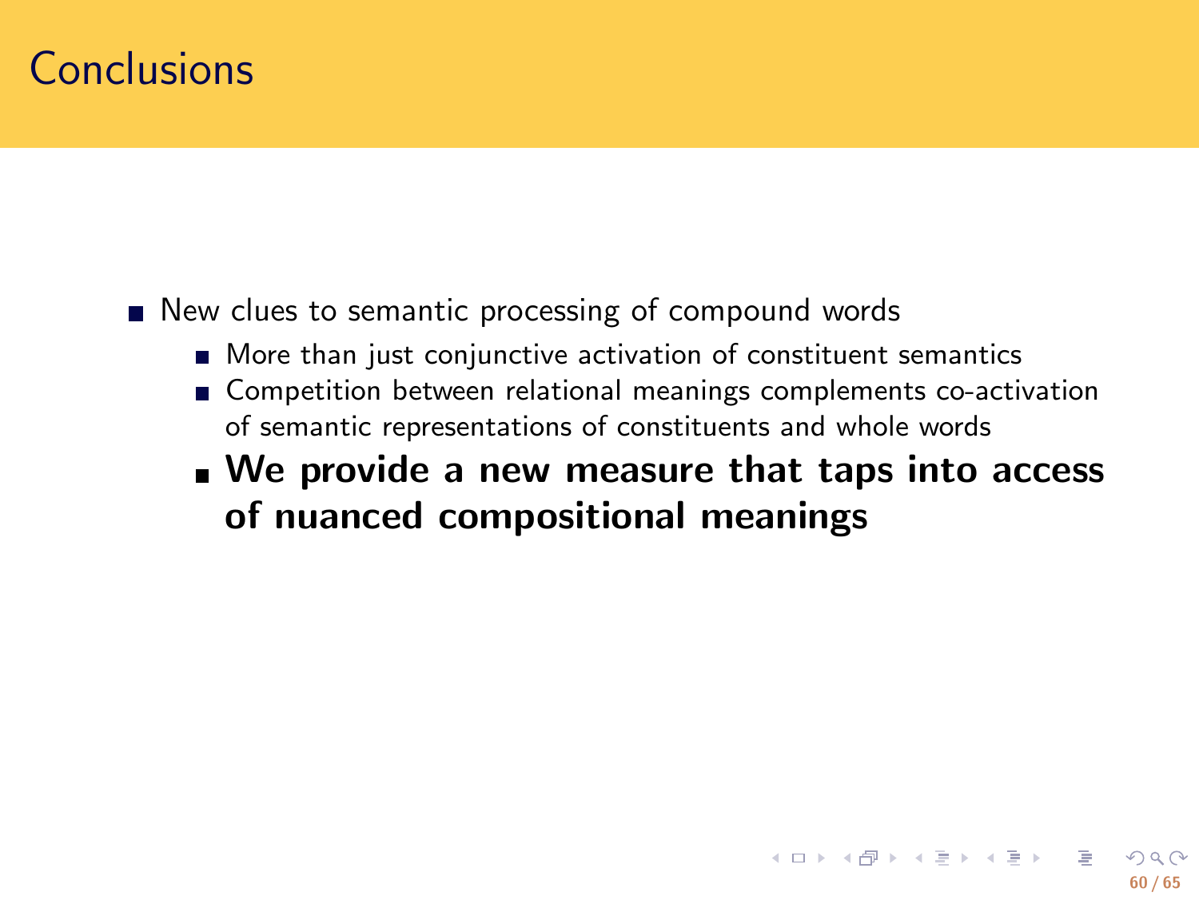# Conclusions

- New clues to semantic processing of compound words
  - More than just conjunctive activation of constituent semantics
  - Competition between relational meanings complements co-activation of semantic representations of constituents and whole words
  - **We provide a new measure that taps into access of nuanced compositional meanings**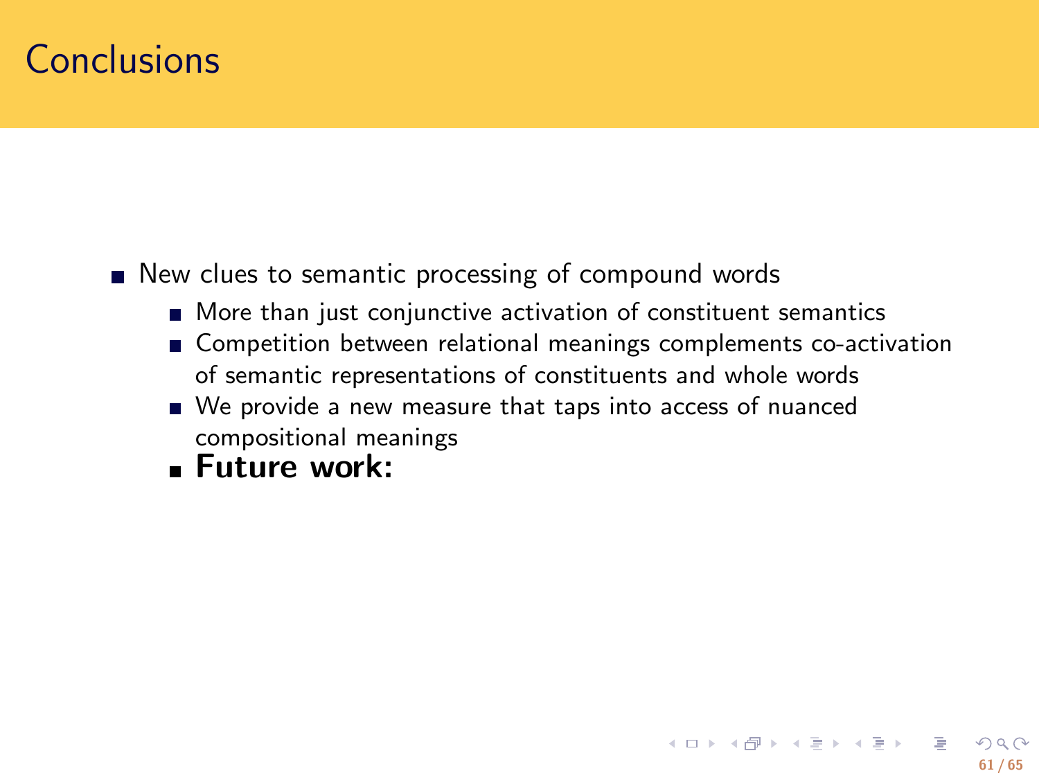# Conclusions

- New clues to semantic processing of compound words
  - More than just conjunctive activation of constituent semantics
  - Competition between relational meanings complements co-activation of semantic representations of constituents and whole words
  - We provide a new measure that taps into access of nuanced compositional meanings
  - **Future work:**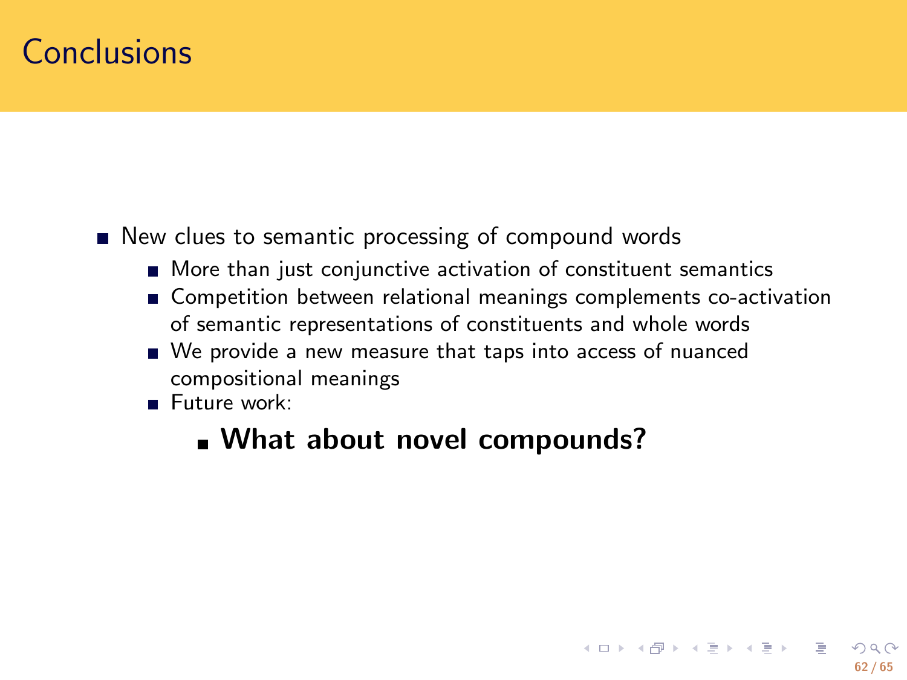# Conclusions

- New clues to semantic processing of compound words
  - More than just conjunctive activation of constituent semantics
  - Competition between relational meanings complements co-activation of semantic representations of constituents and whole words
  - We provide a new measure that taps into access of nuanced compositional meanings
  - Future work:
    - **What about novel compounds?**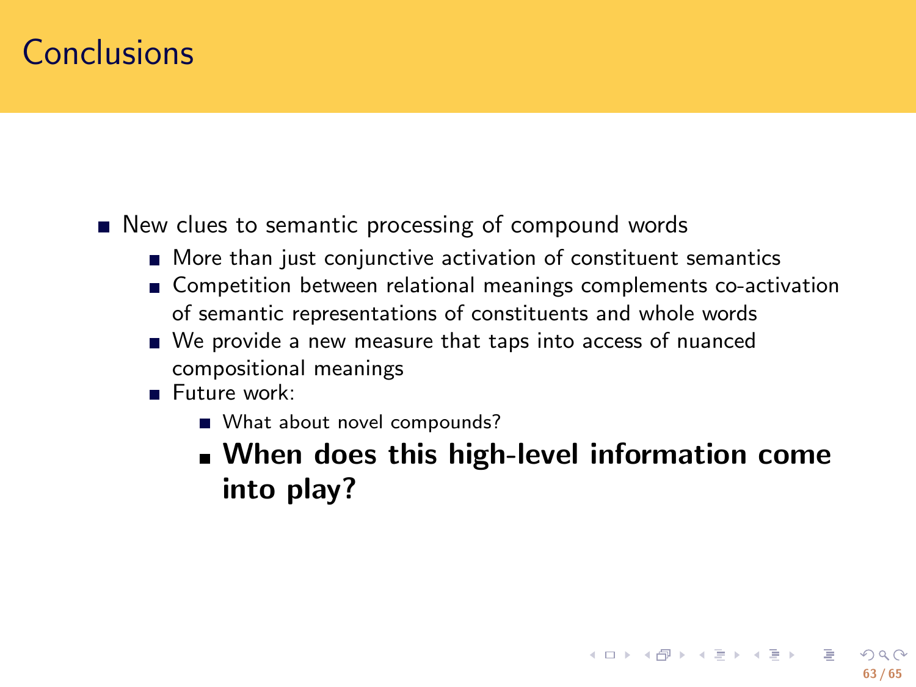# Conclusions

- New clues to semantic processing of compound words
  - More than just conjunctive activation of constituent semantics
  - Competition between relational meanings complements co-activation of semantic representations of constituents and whole words
  - We provide a new measure that taps into access of nuanced compositional meanings
  - Future work:
    - What about novel compounds?
    - **When does this high-level information come into play?**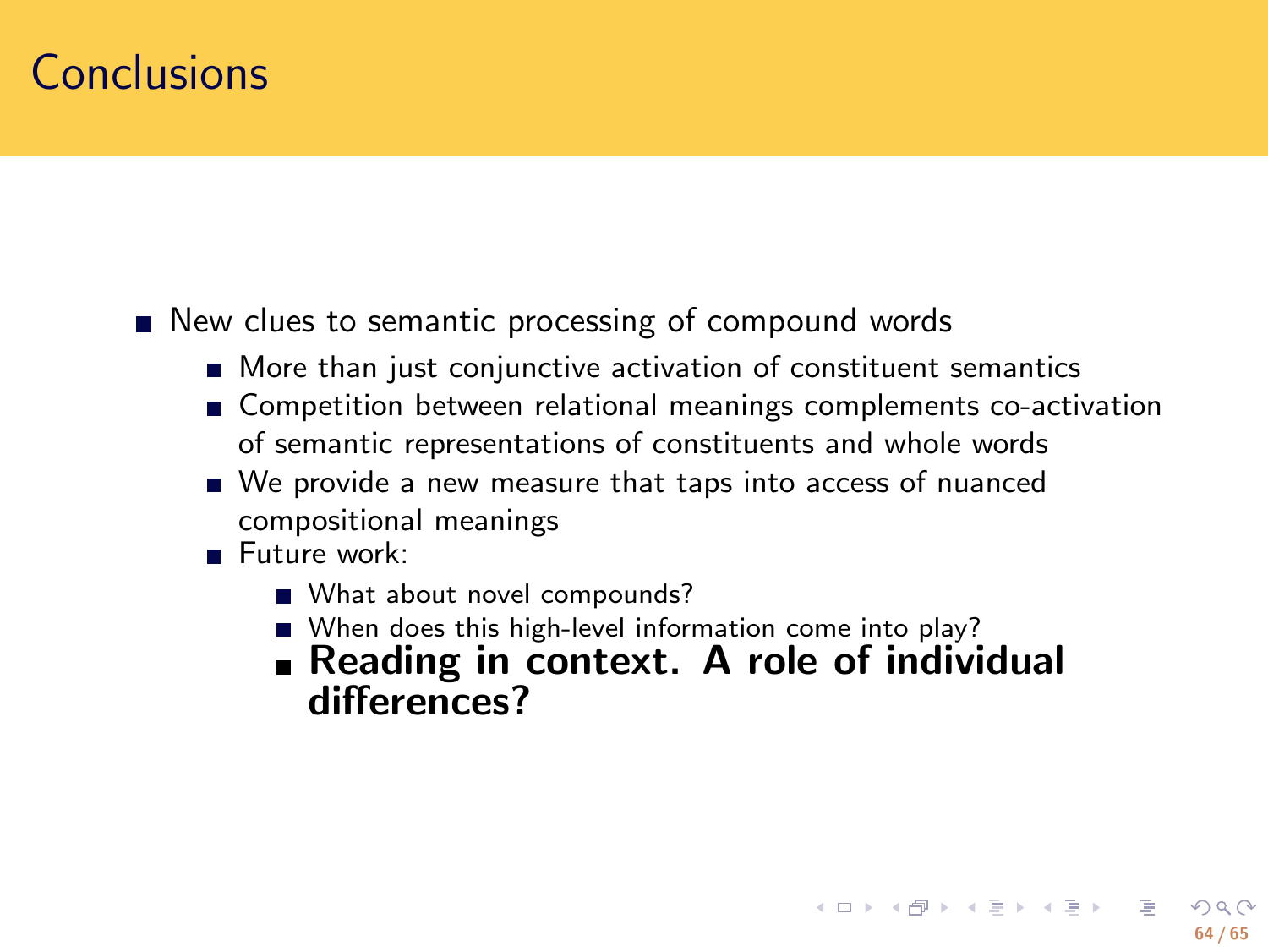# Conclusions

- New clues to semantic processing of compound words
  - More than just conjunctive activation of constituent semantics
  - Competition between relational meanings complements co-activation of semantic representations of constituents and whole words
  - We provide a new measure that taps into access of nuanced compositional meanings
  - Future work:
    - What about novel compounds?
    - When does this high-level information come into play?
    - **Reading in context. A role of individual differences?**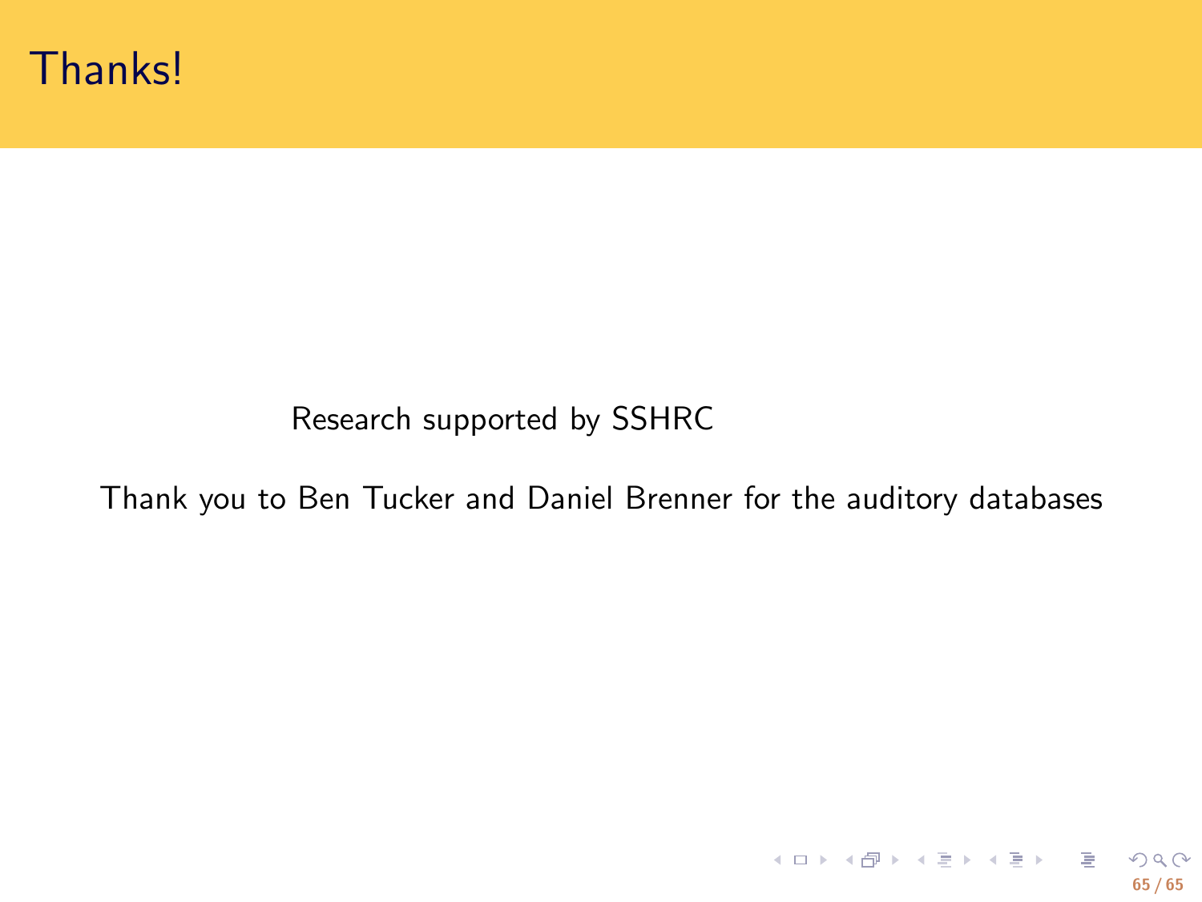# Thanks!

Research supported by SSHRC

Thank you to Ben Tucker and Daniel Brenner for the auditory databases